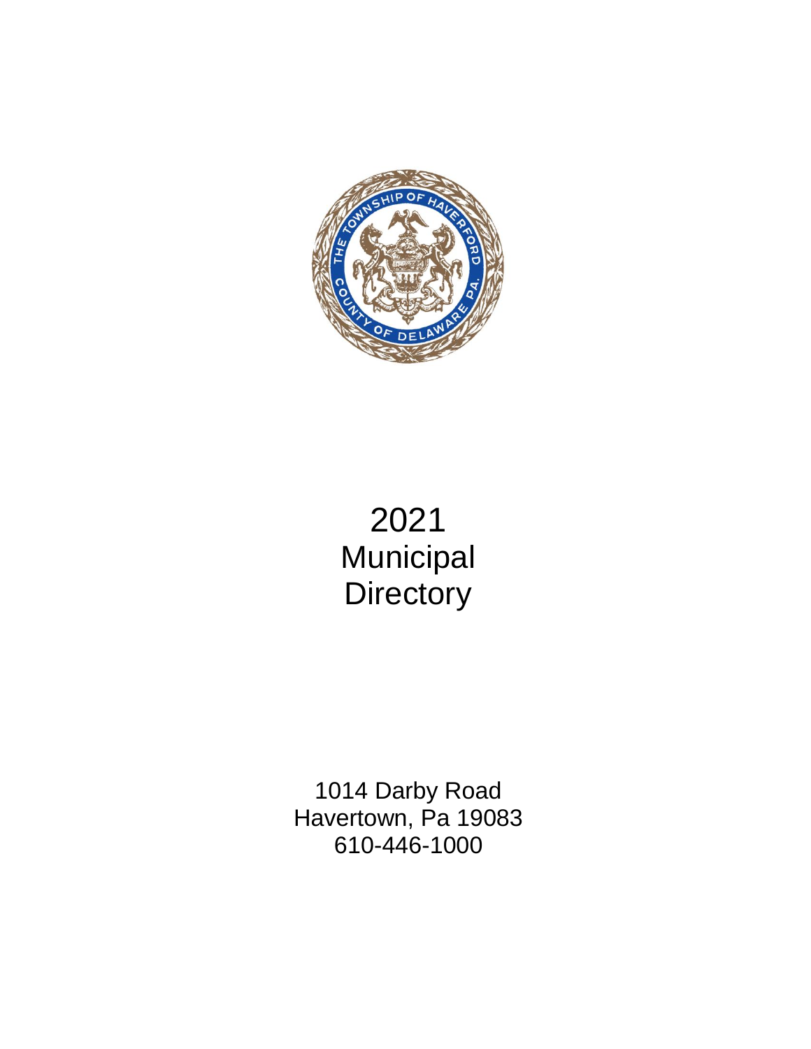# 2021 Municipal Directory

1014 Darby Road
Havertown, Pa 19083
610-446-1000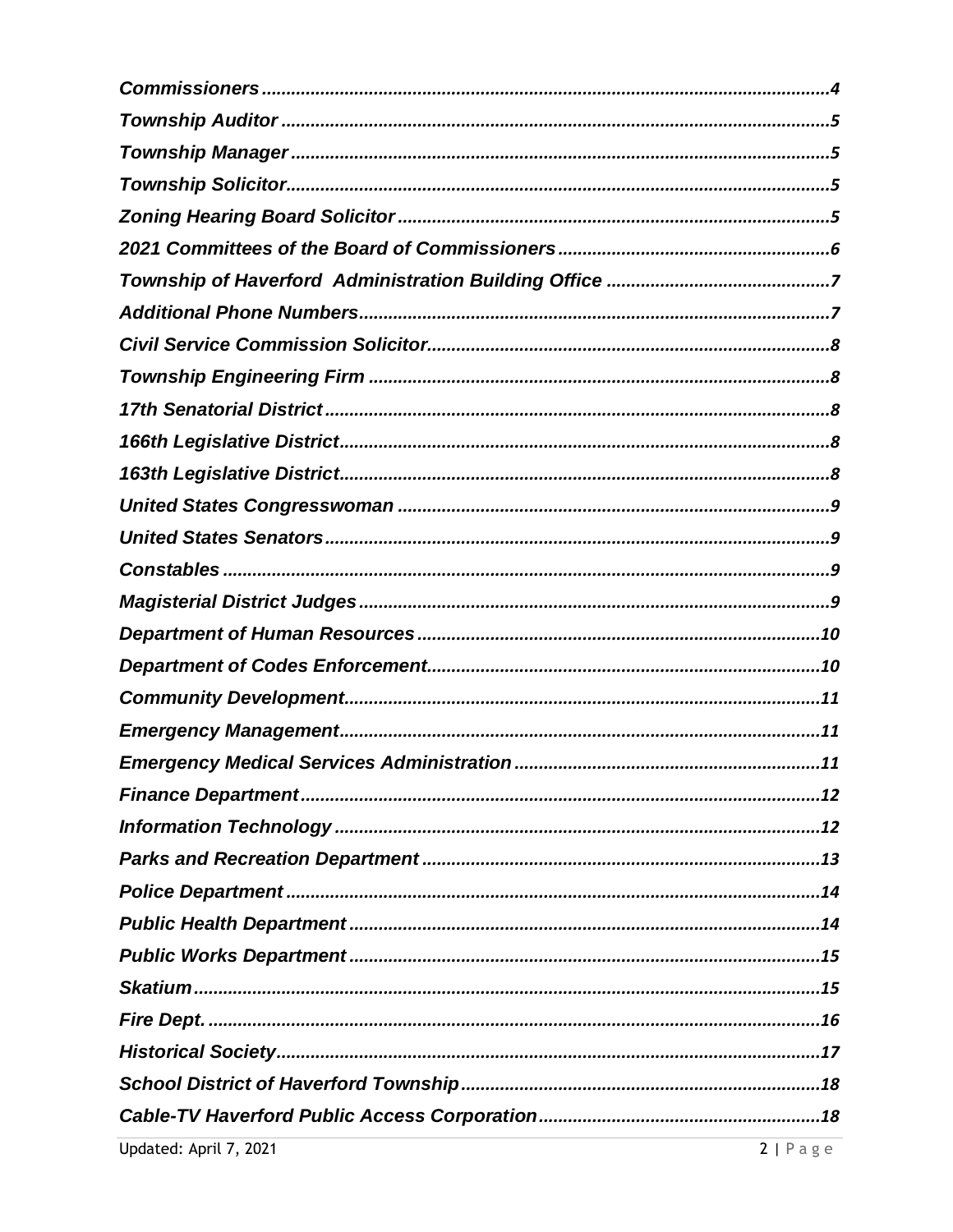*Commissioners* ........................................................................................................ 4
*Township Auditor* ..................................................................................................... 5
*Township Manager* ................................................................................................... 5
*Township Solicitor* .................................................................................................... 5
*Zoning Hearing Board Solicitor* ............................................................................. 5
*2021 Committees of the Board of Commissioners* .............................................. 6
*Township of Haverford Administration Building Office* ..................................... 7
*Additional Phone Numbers* ..................................................................................... 7
*Civil Service Commission Solicitor* ........................................................................ 8
*Township Engineering Firm* .................................................................................... 8
*17th Senatorial District* ............................................................................................ 8
*166th Legislative District* ......................................................................................... 8
*163th Legislative District* ......................................................................................... 8
*United States Congresswoman* ............................................................................... 9
*United States Senators* ............................................................................................ 9
*Constables* ................................................................................................................. 9
*Magisterial District Judges* ...................................................................................... 9
*Department of Human Resources* ........................................................................ 10
*Department of Codes Enforcement* ...................................................................... 10
*Community Development* ....................................................................................... 11
*Emergency Management* ........................................................................................ 11
*Emergency Medical Services Administration* ...................................................... 11
*Finance Department* ................................................................................................ 12
*Information Technology* ......................................................................................... 12
*Parks and Recreation Department* ........................................................................ 13
*Police Department* ................................................................................................... 14
*Public Health Department* ...................................................................................... 14
*Public Works Department* ...................................................................................... 15
*Skatium* ..................................................................................................................... 15
*Fire Dept.* .................................................................................................................. 16
*Historical Society* ..................................................................................................... 17
*School District of Haverford Township* ................................................................ 18
*Cable-TV Haverford Public Access Corporation* .................................................. 18

Updated: April 7, 2021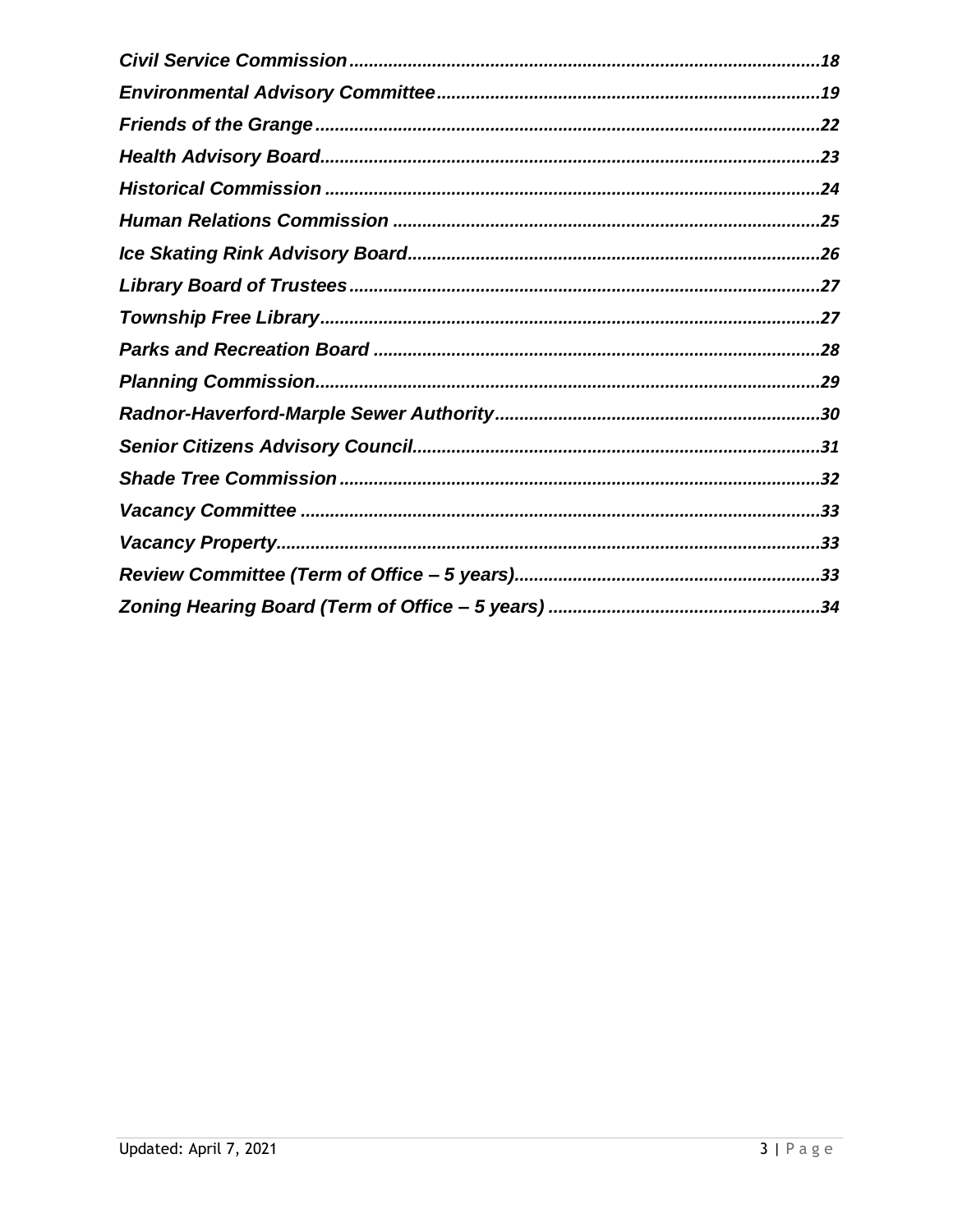*Civil Service Commission*..........18
*Environmental Advisory Committee*..........19
*Friends of the Grange*..........22
*Health Advisory Board*..........23
*Historical Commission*..........24
*Human Relations Commission*..........25
*Ice Skating Rink Advisory Board*..........26
*Library Board of Trustees*..........27
*Township Free Library*..........27
*Parks and Recreation Board*..........28
*Planning Commission*..........29
*Radnor-Haverford-Marple Sewer Authority*..........30
*Senior Citizens Advisory Council*..........31
*Shade Tree Commission*..........32
*Vacancy Committee*..........33
*Vacancy Property*..........33
*Review Committee (Term of Office – 5 years)*..........33
*Zoning Hearing Board (Term of Office – 5 years)*..........34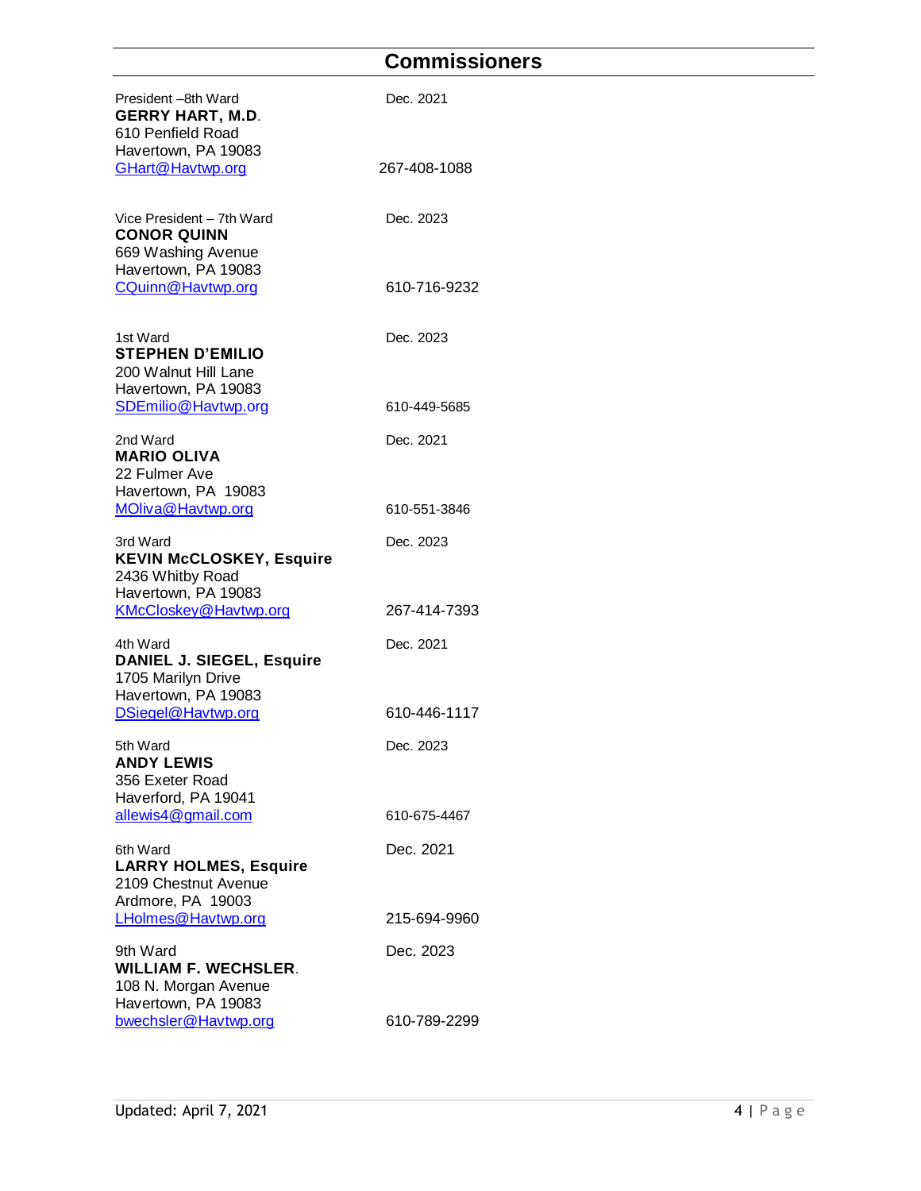## Commissioners

President –8th Ward
**GERRY HART, M.D**.
610 Penfield Road
Havertown, PA 19083
GHart@Havtwp.org

Dec. 2021
267-408-1088

Vice President – 7th Ward
**CONOR QUINN**
669 Washing Avenue
Havertown, PA 19083
CQuinn@Havtwp.org

Dec. 2023
610-716-9232

1st Ward
**STEPHEN D'EMILIO**
200 Walnut Hill Lane
Havertown, PA 19083
SDEmilio@Havtwp.org

Dec. 2023
610-449-5685

2nd Ward
**MARIO OLIVA**
22 Fulmer Ave
Havertown, PA 19083
MOliva@Havtwp.org

Dec. 2021
610-551-3846

3rd Ward
**KEVIN McCLOSKEY, Esquire**
2436 Whitby Road
Havertown, PA 19083
KMcCloskey@Havtwp.org

Dec. 2023
267-414-7393

4th Ward
**DANIEL J. SIEGEL, Esquire**
1705 Marilyn Drive
Havertown, PA 19083
DSiegel@Havtwp.org

Dec. 2021
610-446-1117

5th Ward
**ANDY LEWIS**
356 Exeter Road
Haverford, PA 19041
allewis4@gmail.com

Dec. 2023
610-675-4467

6th Ward
**LARRY HOLMES, Esquire**
2109 Chestnut Avenue
Ardmore, PA 19003
LHolmes@Havtwp.org

Dec. 2021
215-694-9960

9th Ward
**WILLIAM F. WECHSLER**.
108 N. Morgan Avenue
Havertown, PA 19083
bwechsler@Havtwp.org

Dec. 2023
610-789-2299

Updated: April 7, 2021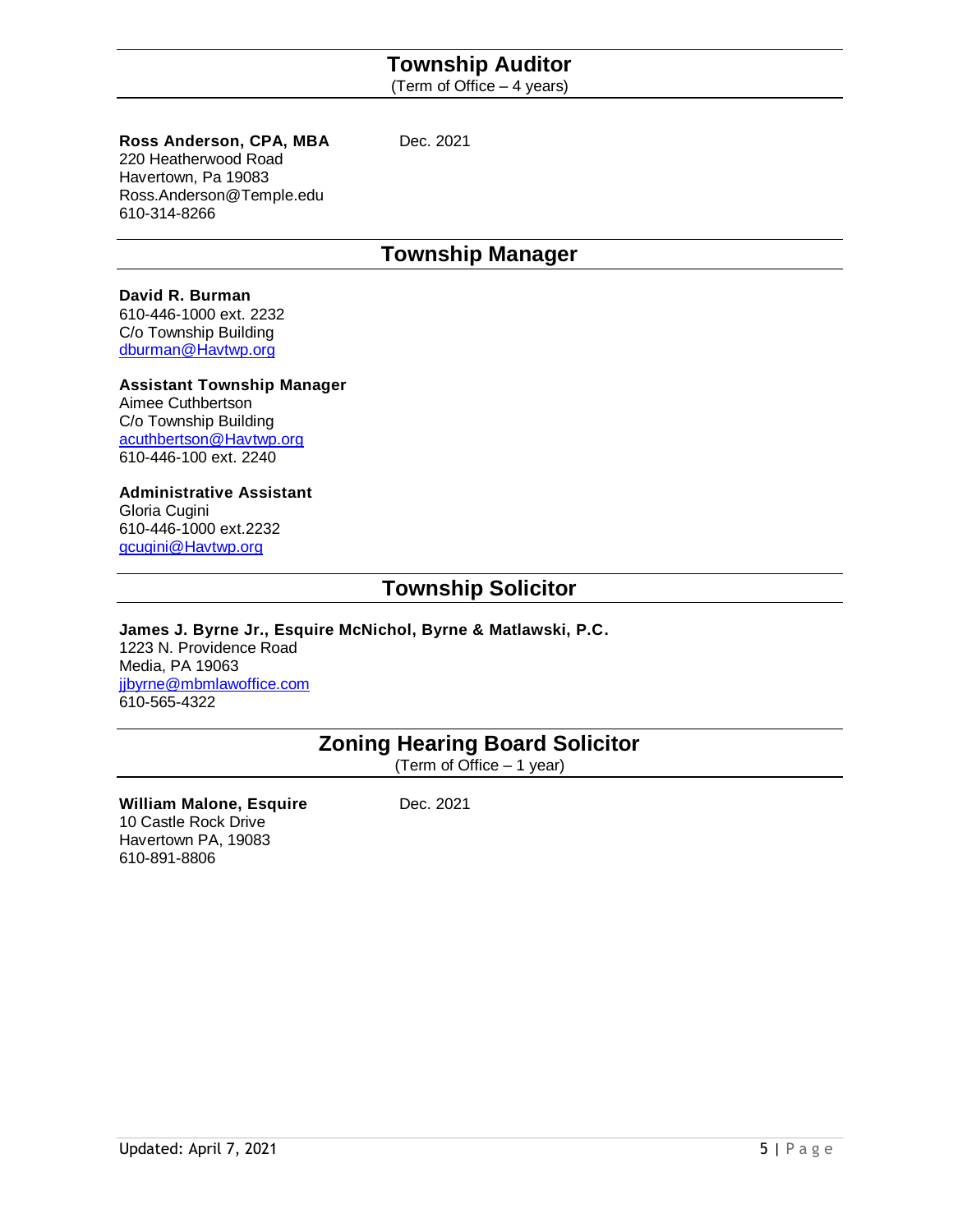## Township Auditor

(Term of Office – 4 years)

**Ross Anderson, CPA, MBA** Dec. 2021
220 Heatherwood Road
Havertown, Pa 19083
Ross.Anderson@Temple.edu
610-314-8266

## Township Manager

**David R. Burman**
610-446-1000 ext. 2232
C/o Township Building
dburman@Havtwp.org

**Assistant Township Manager**
Aimee Cuthbertson
C/o Township Building
acuthbertson@Havtwp.org
610-446-100 ext. 2240

**Administrative Assistant**
Gloria Cugini
610-446-1000 ext.2232
gcugini@Havtwp.org

## Township Solicitor

**James J. Byrne Jr., Esquire McNichol, Byrne & Matlawski, P.C.**
1223 N. Providence Road
Media, PA 19063
jjbyrne@mbmlawoffice.com
610-565-4322

## Zoning Hearing Board Solicitor

(Term of Office – 1 year)

**William Malone, Esquire** Dec. 2021
10 Castle Rock Drive
Havertown PA, 19083
610-891-8806

Updated: April 7, 2021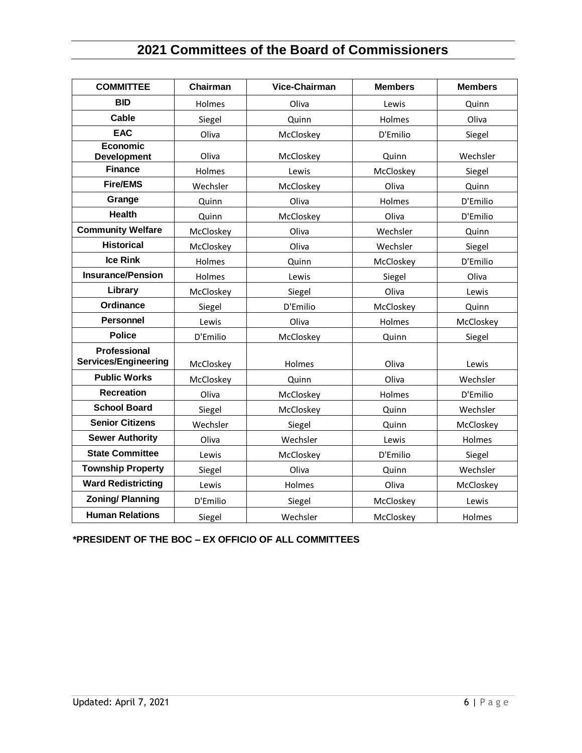## 2021 Committees of the Board of Commissioners

| COMMITTEE | Chairman | Vice-Chairman | Members | Members |
|---|---|---|---|---|
| BID | Holmes | Oliva | Lewis | Quinn |
| Cable | Siegel | Quinn | Holmes | Oliva |
| EAC | Oliva | McCloskey | D'Emilio | Siegel |
| Economic Development | Oliva | McCloskey | Quinn | Wechsler |
| Finance | Holmes | Lewis | McCloskey | Siegel |
| Fire/EMS | Wechsler | McCloskey | Oliva | Quinn |
| Grange | Quinn | Oliva | Holmes | D'Emilio |
| Health | Quinn | McCloskey | Oliva | D'Emilio |
| Community Welfare | McCloskey | Oliva | Wechsler | Quinn |
| Historical | McCloskey | Oliva | Wechsler | Siegel |
| Ice Rink | Holmes | Quinn | McCloskey | D'Emilio |
| Insurance/Pension | Holmes | Lewis | Siegel | Oliva |
| Library | McCloskey | Siegel | Oliva | Lewis |
| Ordinance | Siegel | D'Emilio | McCloskey | Quinn |
| Personnel | Lewis | Oliva | Holmes | McCloskey |
| Police | D'Emilio | McCloskey | Quinn | Siegel |
| Professional Services/Engineering | McCloskey | Holmes | Oliva | Lewis |
| Public Works | McCloskey | Quinn | Oliva | Wechsler |
| Recreation | Oliva | McCloskey | Holmes | D'Emilio |
| School Board | Siegel | McCloskey | Quinn | Wechsler |
| Senior Citizens | Wechsler | Siegel | Quinn | McCloskey |
| Sewer Authority | Oliva | Wechsler | Lewis | Holmes |
| State Committee | Lewis | McCloskey | D'Emilio | Siegel |
| Township Property | Siegel | Oliva | Quinn | Wechsler |
| Ward Redistricting | Lewis | Holmes | Oliva | McCloskey |
| Zoning/ Planning | D'Emilio | Siegel | McCloskey | Lewis |
| Human Relations | Siegel | Wechsler | McCloskey | Holmes |

**\*PRESIDENT OF THE BOC – EX OFFICIO OF ALL COMMITTEES**

Updated: April 7, 2021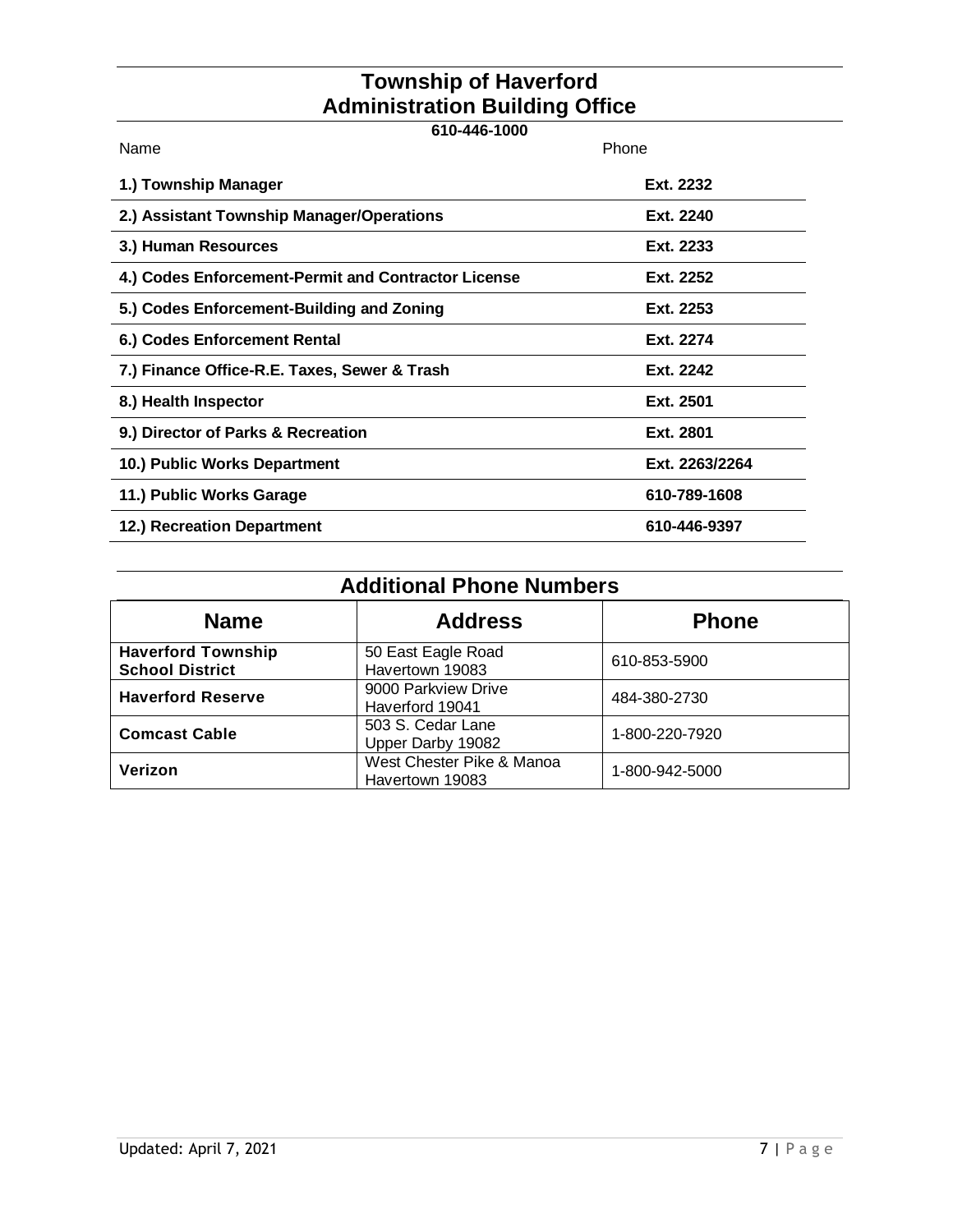## Township of Haverford
## Administration Building Office

**610-446-1000**

| Name | Phone |
|---|---|
| **1.) Township Manager** | **Ext. 2232** |
| **2.) Assistant Township Manager/Operations** | **Ext. 2240** |
| **3.) Human Resources** | **Ext. 2233** |
| **4.) Codes Enforcement-Permit and Contractor License** | **Ext. 2252** |
| **5.) Codes Enforcement-Building and Zoning** | **Ext. 2253** |
| **6.) Codes Enforcement Rental** | **Ext. 2274** |
| **7.) Finance Office-R.E. Taxes, Sewer & Trash** | **Ext. 2242** |
| **8.) Health Inspector** | **Ext. 2501** |
| **9.) Director of Parks & Recreation** | **Ext. 2801** |
| **10.) Public Works Department** | **Ext. 2263/2264** |
| **11.) Public Works Garage** | **610-789-1608** |
| **12.) Recreation Department** | **610-446-9397** |

## Additional Phone Numbers

| Name | Address | Phone |
|---|---|---|
| **Haverford Township School District** | 50 East Eagle Road Havertown 19083 | 610-853-5900 |
| **Haverford Reserve** | 9000 Parkview Drive Haverford 19041 | 484-380-2730 |
| **Comcast Cable** | 503 S. Cedar Lane Upper Darby 19082 | 1-800-220-7920 |
| **Verizon** | West Chester Pike & Manoa Havertown 19083 | 1-800-942-5000 |

Updated: April 7, 2021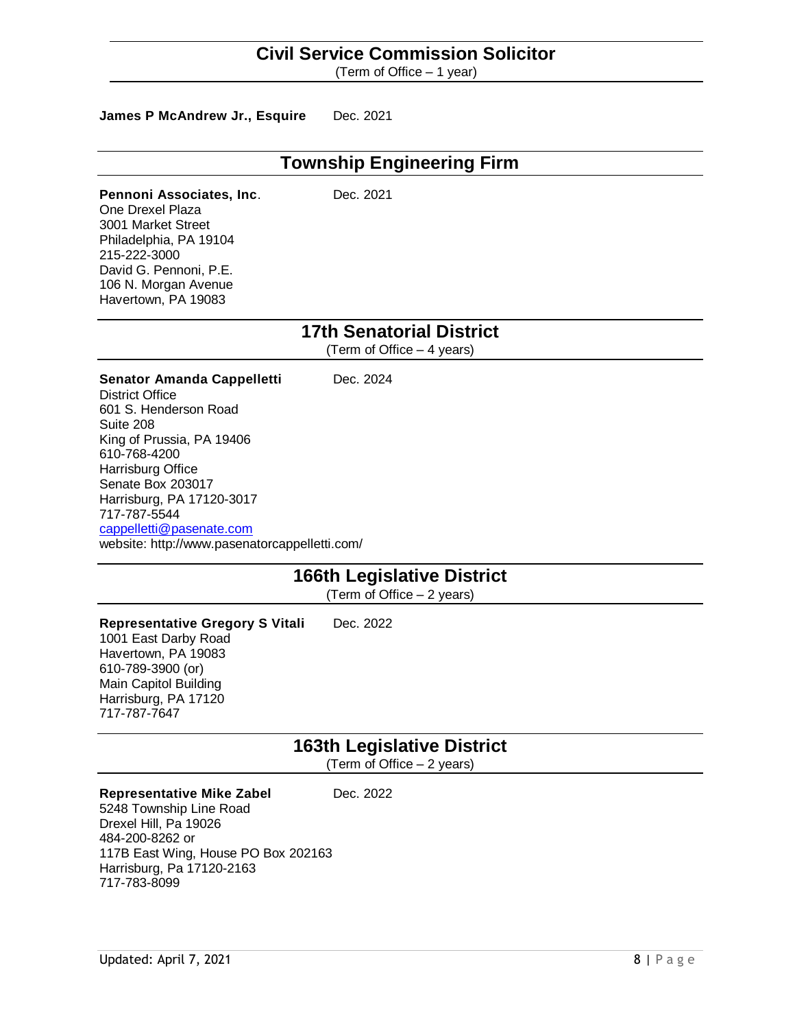## Civil Service Commission Solicitor

(Term of Office – 1 year)

**James P McAndrew Jr., Esquire** Dec. 2021

## Township Engineering Firm

**Pennoni Associates, Inc**. Dec. 2021
One Drexel Plaza
3001 Market Street
Philadelphia, PA 19104
215-222-3000
David G. Pennoni, P.E.
106 N. Morgan Avenue
Havertown, PA 19083

## 17th Senatorial District

(Term of Office – 4 years)

**Senator Amanda Cappelletti** Dec. 2024
District Office
601 S. Henderson Road
Suite 208
King of Prussia, PA 19406
610-768-4200
Harrisburg Office
Senate Box 203017
Harrisburg, PA 17120-3017
717-787-5544
cappelletti@pasenate.com
website: http://www.pasenatorcappelletti.com/

## 166th Legislative District

(Term of Office – 2 years)

**Representative Gregory S Vitali** Dec. 2022
1001 East Darby Road
Havertown, PA 19083
610-789-3900 (or)
Main Capitol Building
Harrisburg, PA 17120
717-787-7647

## 163th Legislative District

(Term of Office – 2 years)

**Representative Mike Zabel** Dec. 2022
5248 Township Line Road
Drexel Hill, Pa 19026
484-200-8262 or
117B East Wing, House PO Box 202163
Harrisburg, Pa 17120-2163
717-783-8099

Updated: April 7, 2021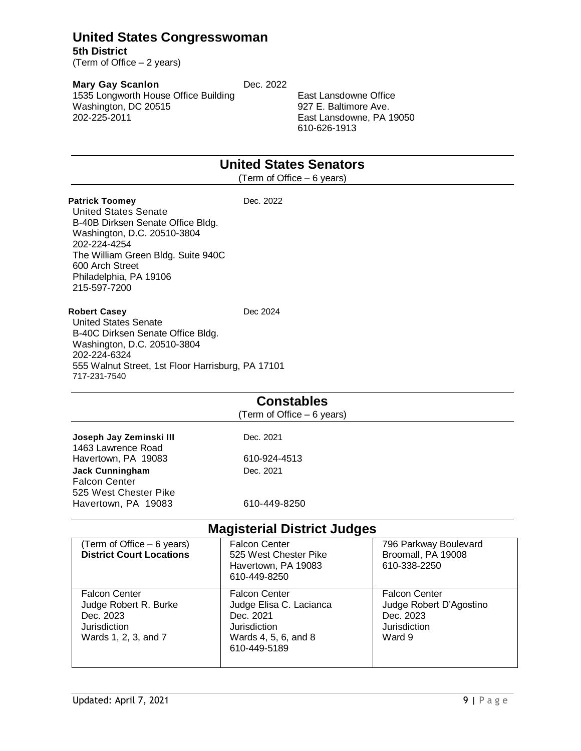# United States Congresswoman

**5th District**
(Term of Office – 2 years)

**Mary Gay Scanlon** Dec. 2022
1535 Longworth House Office Building
Washington, DC 20515
202-225-2011

East Lansdowne Office
927 E. Baltimore Ave.
East Lansdowne, PA 19050
610-626-1913

## United States Senators

(Term of Office – 6 years)

**Patrick Toomey** Dec. 2022
United States Senate
B-40B Dirksen Senate Office Bldg.
Washington, D.C. 20510-3804
202-224-4254
The William Green Bldg. Suite 940C
600 Arch Street
Philadelphia, PA 19106
215-597-7200

**Robert Casey** Dec 2024
United States Senate
B-40C Dirksen Senate Office Bldg.
Washington, D.C. 20510-3804
202-224-6324
555 Walnut Street, 1st Floor Harrisburg, PA 17101
717-231-7540

## Constables

(Term of Office – 6 years)

**Joseph Jay Zeminski III** Dec. 2021
1463 Lawrence Road
Havertown, PA 19083 610-924-4513

**Jack Cunningham** Dec. 2021
Falcon Center
525 West Chester Pike
Havertown, PA 19083 610-449-8250

## Magisterial District Judges

| (Term of Office – 6 years)<br>**District Court Locations** | Falcon Center<br>525 West Chester Pike<br>Havertown, PA 19083<br>610-449-8250 | 796 Parkway Boulevard<br>Broomall, PA 19008<br>610-338-2250 |
|---|---|---|
| Falcon Center<br>Judge Robert R. Burke<br>Dec. 2023<br>Jurisdiction<br>Wards 1, 2, 3, and 7 | Falcon Center<br>Judge Elisa C. Lacianca<br>Dec. 2021<br>Jurisdiction<br>Wards 4, 5, 6, and 8<br>610-449-5189 | Falcon Center<br>Judge Robert D'Agostino<br>Dec. 2023<br>Jurisdiction<br>Ward 9 |

Updated: April 7, 2021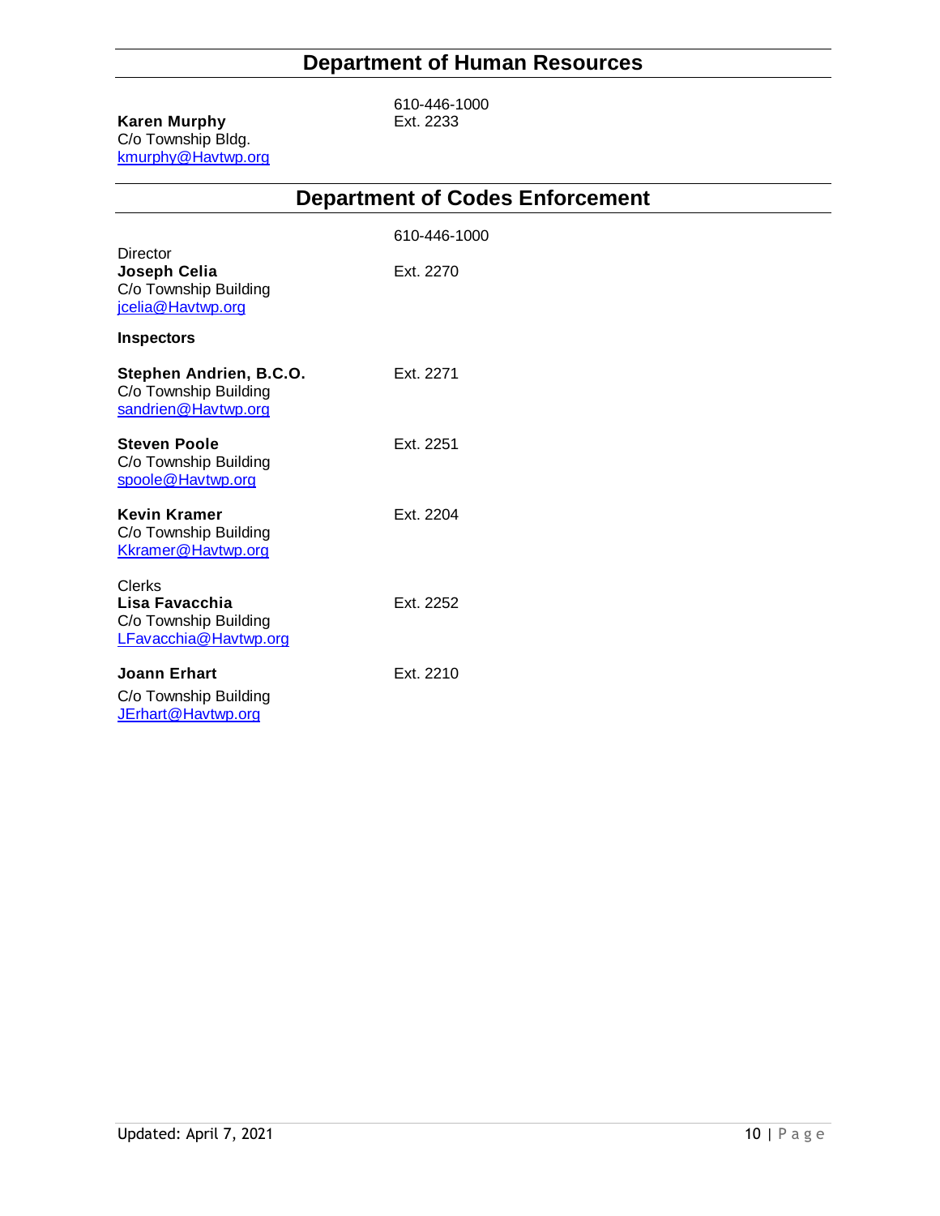## Department of Human Resources

**Karen Murphy**
C/o Township Bldg.
kmurphy@Havtwp.org

610-446-1000
Ext. 2233

## Department of Codes Enforcement

610-446-1000

Director
**Joseph Celia** — Ext. 2270
C/o Township Building
jcelia@Havtwp.org

**Inspectors**

**Stephen Andrien, B.C.O.** — Ext. 2271
C/o Township Building
sandrien@Havtwp.org

**Steven Poole** — Ext. 2251
C/o Township Building
spoole@Havtwp.org

**Kevin Kramer** — Ext. 2204
C/o Township Building
Kkramer@Havtwp.org

Clerks
**Lisa Favacchia** — Ext. 2252
C/o Township Building
LFavacchia@Havtwp.org

**Joann Erhart** — Ext. 2210
C/o Township Building
JErhart@Havtwp.org

Updated: April 7, 2021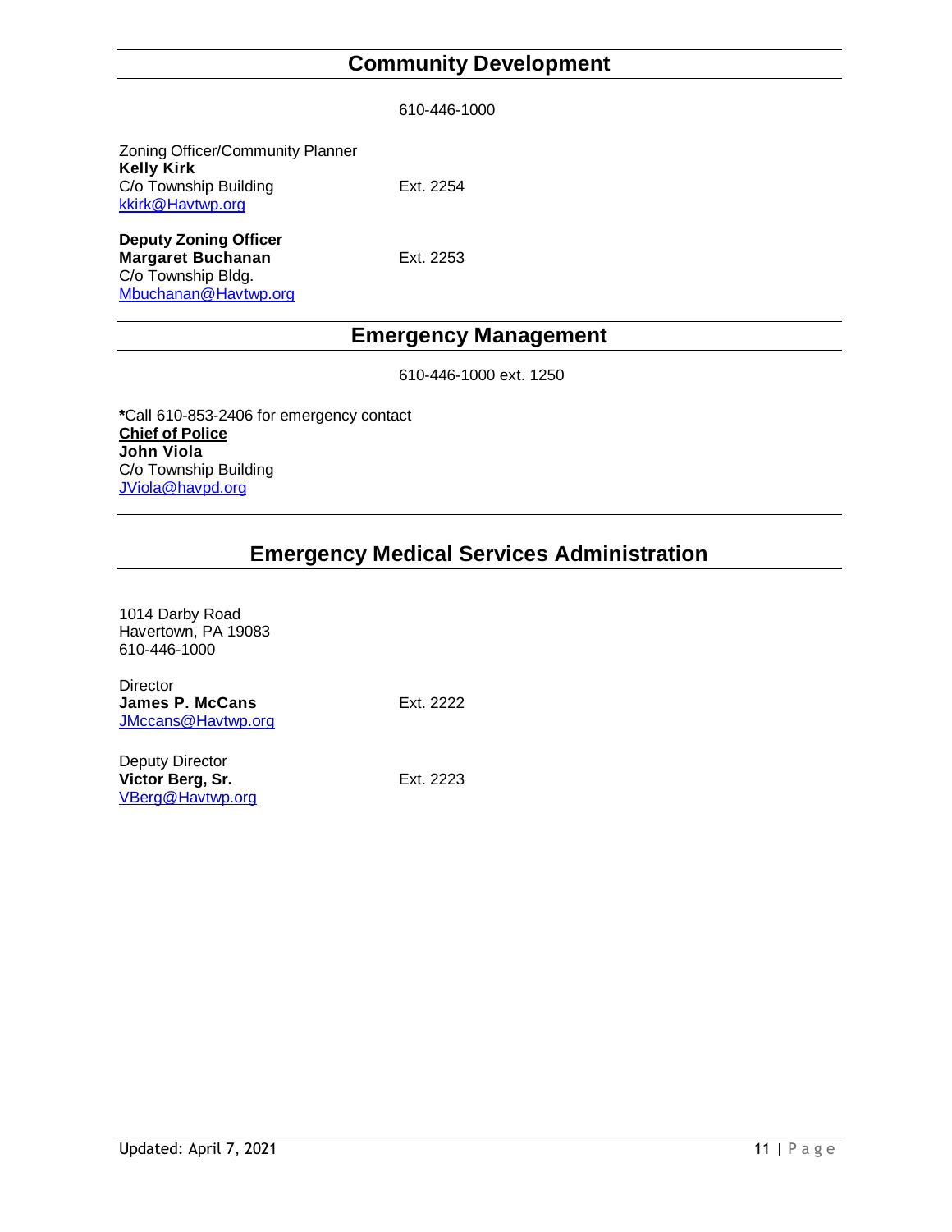## Community Development

610-446-1000

Zoning Officer/Community Planner
**Kelly Kirk**
C/o Township Building — Ext. 2254
kkirk@Havtwp.org

**Deputy Zoning Officer**
**Margaret Buchanan** — Ext. 2253
C/o Township Bldg.
Mbuchanan@Havtwp.org

## Emergency Management

610-446-1000 ext. 1250

**\***Call 610-853-2406 for emergency contact
**Chief of Police**
**John Viola**
C/o Township Building
JViola@havpd.org

## Emergency Medical Services Administration

1014 Darby Road
Havertown, PA 19083
610-446-1000

Director
**James P. McCans** — Ext. 2222
JMccans@Havtwp.org

Deputy Director
**Victor Berg, Sr.** — Ext. 2223
VBerg@Havtwp.org

Updated: April 7, 2021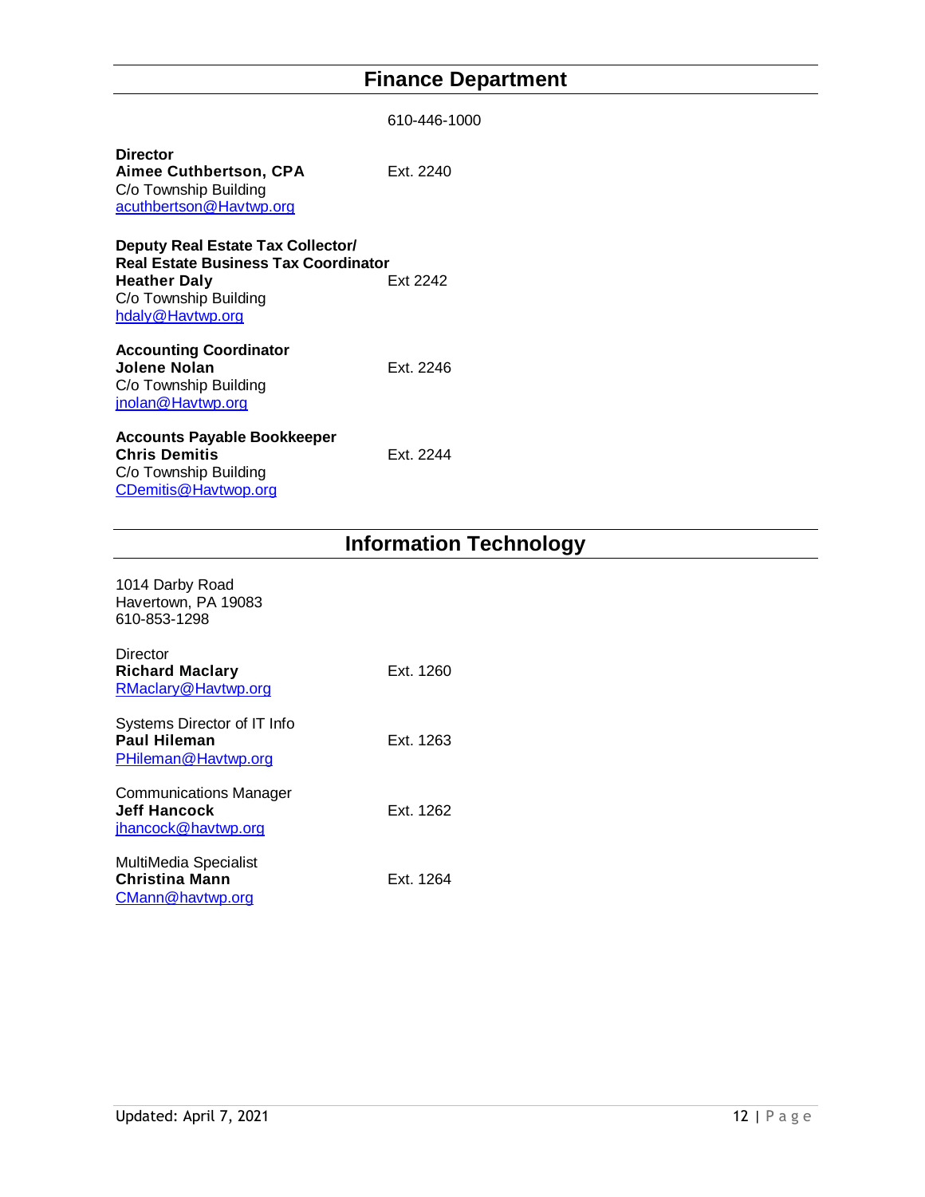## Finance Department

610-446-1000

**Director**
**Aimee Cuthbertson, CPA** Ext. 2240
C/o Township Building
acuthbertson@Havtwp.org

**Deputy Real Estate Tax Collector/**
**Real Estate Business Tax Coordinator**
**Heather Daly** Ext 2242
C/o Township Building
hdaly@Havtwp.org

**Accounting Coordinator**
**Jolene Nolan** Ext. 2246
C/o Township Building
jnolan@Havtwp.org

**Accounts Payable Bookkeeper**
**Chris Demitis** Ext. 2244
C/o Township Building
CDemitis@Havtwop.org

## Information Technology

1014 Darby Road
Havertown, PA 19083
610-853-1298

Director
**Richard Maclary** Ext. 1260
RMaclary@Havtwp.org

Systems Director of IT Info
**Paul Hileman** Ext. 1263
PHileman@Havtwp.org

Communications Manager
**Jeff Hancock** Ext. 1262
jhancock@havtwp.org

MultiMedia Specialist
**Christina Mann** Ext. 1264
CMann@havtwp.org

Updated: April 7, 2021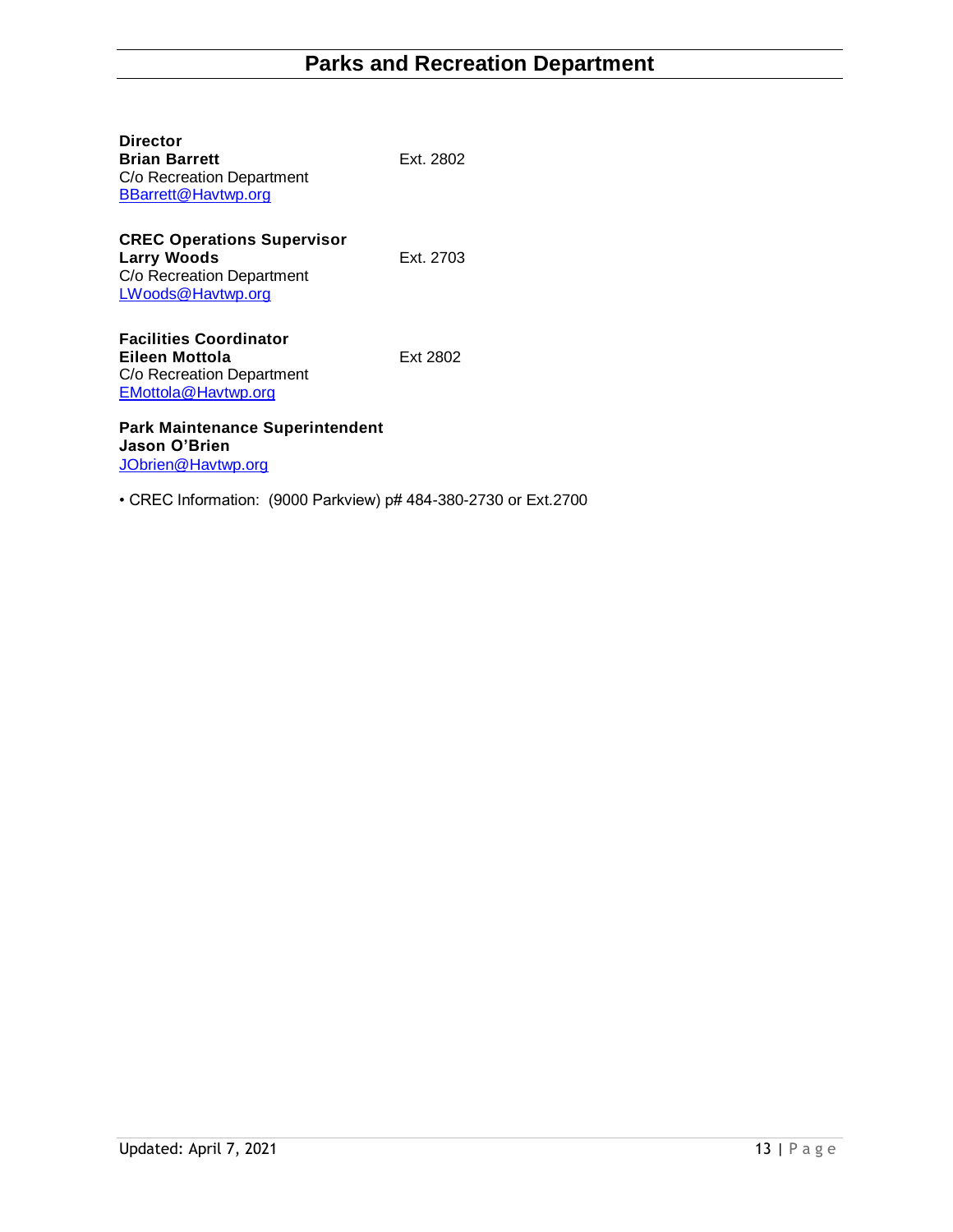# Parks and Recreation Department

**Director**
**Brian Barrett** Ext. 2802
C/o Recreation Department
BBarrett@Havtwp.org

**CREC Operations Supervisor**
**Larry Woods** Ext. 2703
C/o Recreation Department
LWoods@Havtwp.org

**Facilities Coordinator**
**Eileen Mottola** Ext 2802
C/o Recreation Department
EMottola@Havtwp.org

**Park Maintenance Superintendent**
**Jason O'Brien**
JObrien@Havtwp.org

- CREC Information: (9000 Parkview) p# 484-380-2730 or Ext.2700

Updated: April 7, 2021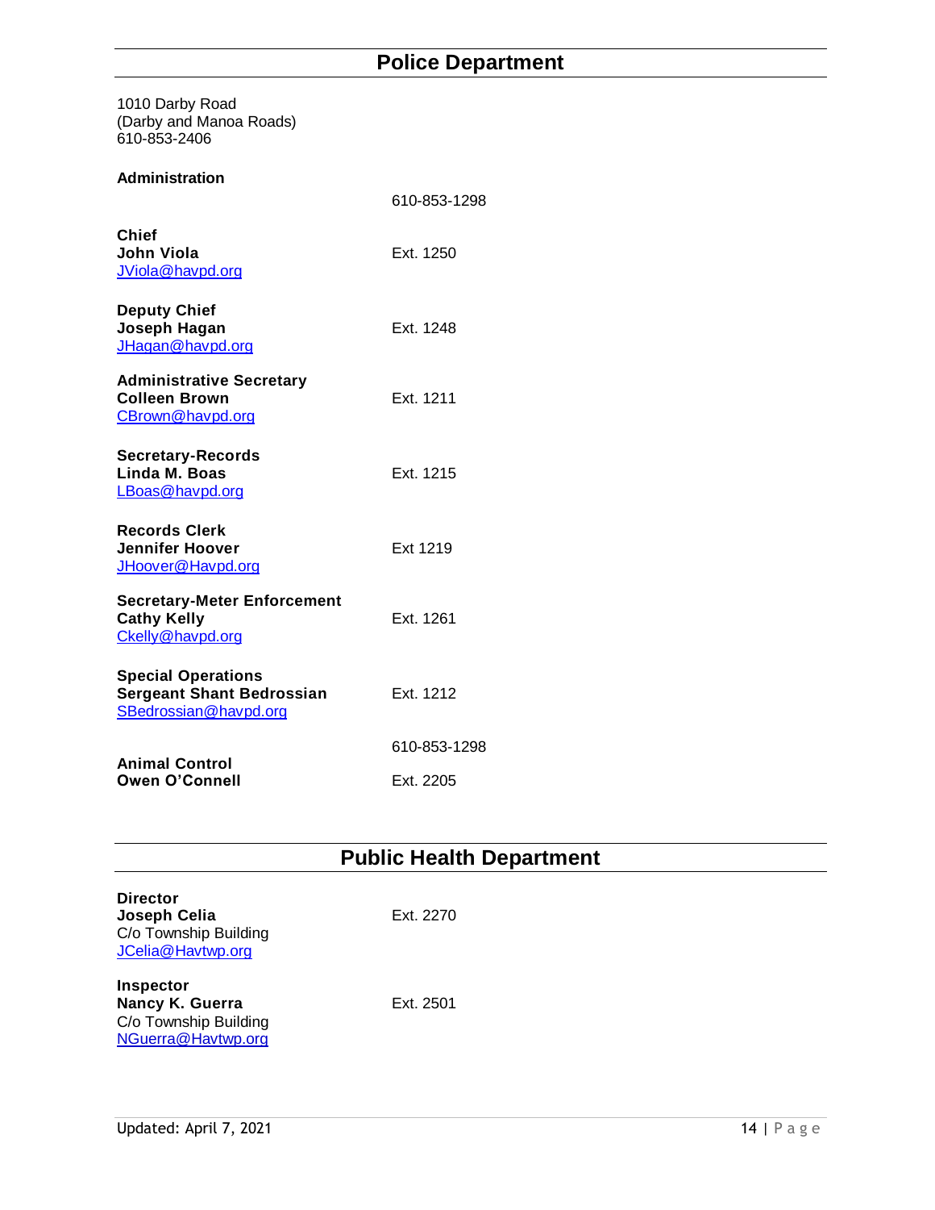## Police Department

1010 Darby Road
(Darby and Manoa Roads)
610-853-2406

**Administration**

610-853-1298

**Chief**
**John Viola** — Ext. 1250
JViola@havpd.org

**Deputy Chief**
**Joseph Hagan** — Ext. 1248
JHagan@havpd.org

**Administrative Secretary**
**Colleen Brown** — Ext. 1211
CBrown@havpd.org

**Secretary-Records**
**Linda M. Boas** — Ext. 1215
LBoas@havpd.org

**Records Clerk**
**Jennifer Hoover** — Ext 1219
JHoover@Havpd.org

**Secretary-Meter Enforcement**
**Cathy Kelly** — Ext. 1261
Ckelly@havpd.org

**Special Operations**
**Sergeant Shant Bedrossian** — Ext. 1212
SBedrossian@havpd.org

610-853-1298

**Animal Control**
**Owen O'Connell** — Ext. 2205

## Public Health Department

**Director**
**Joseph Celia** — Ext. 2270
C/o Township Building
JCelia@Havtwp.org

**Inspector**
**Nancy K. Guerra** — Ext. 2501
C/o Township Building
NGuerra@Havtwp.org

Updated: April 7, 2021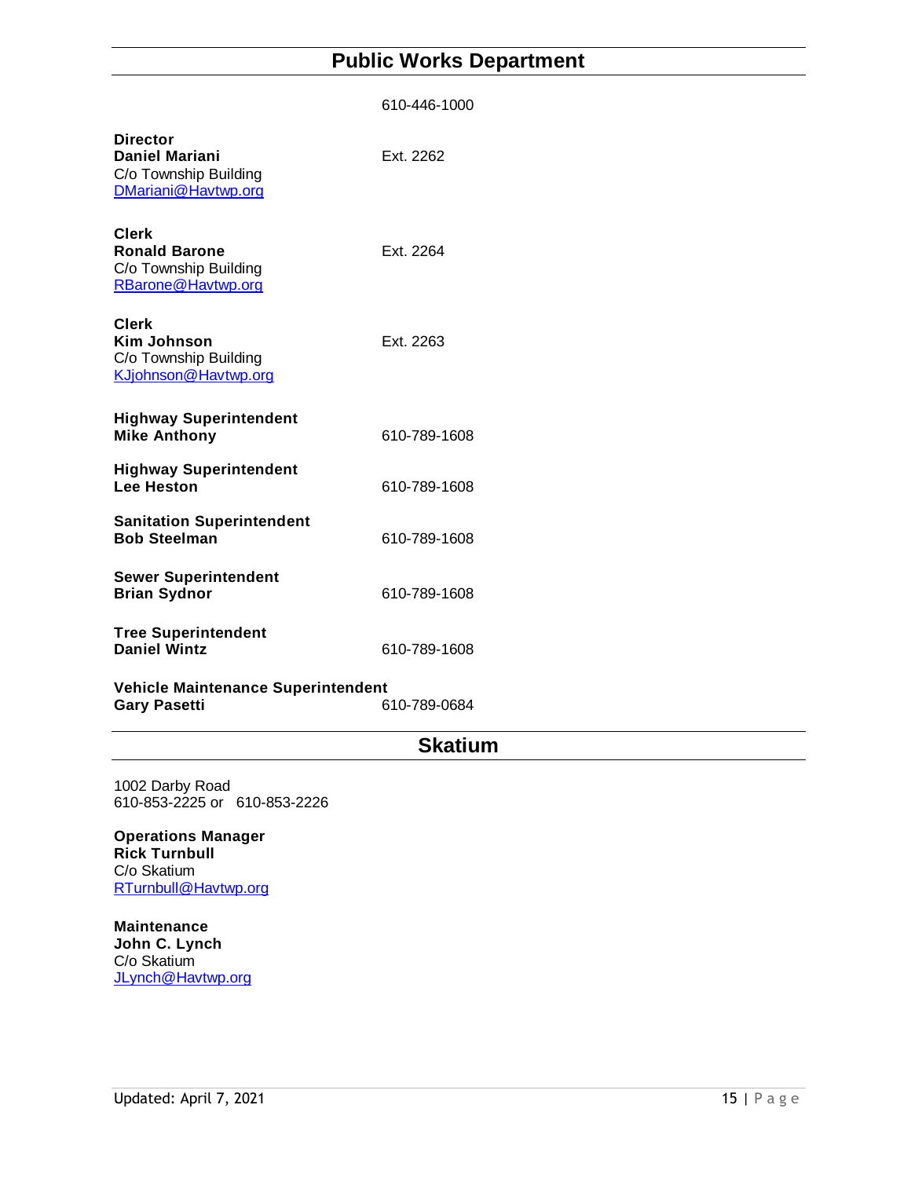## Public Works Department

610-446-1000

| | |
|---|---|
| **Director**<br>**Daniel Mariani**<br>C/o Township Building<br>DMariani@Havtwp.org | Ext. 2262 |
| **Clerk**<br>**Ronald Barone**<br>C/o Township Building<br>RBarone@Havtwp.org | Ext. 2264 |
| **Clerk**<br>**Kim Johnson**<br>C/o Township Building<br>KJjohnson@Havtwp.org | Ext. 2263 |
| **Highway Superintendent**<br>**Mike Anthony** | 610-789-1608 |
| **Highway Superintendent**<br>**Lee Heston** | 610-789-1608 |
| **Sanitation Superintendent**<br>**Bob Steelman** | 610-789-1608 |
| **Sewer Superintendent**<br>**Brian Sydnor** | 610-789-1608 |
| **Tree Superintendent**<br>**Daniel Wintz** | 610-789-1608 |
| **Vehicle Maintenance Superintendent**<br>**Gary Pasetti** | 610-789-0684 |

## Skatium

1002 Darby Road
610-853-2225 or 610-853-2226

**Operations Manager**
**Rick Turnbull**
C/o Skatium
RTurnbull@Havtwp.org

**Maintenance**
**John C. Lynch**
C/o Skatium
JLynch@Havtwp.org

Updated: April 7, 2021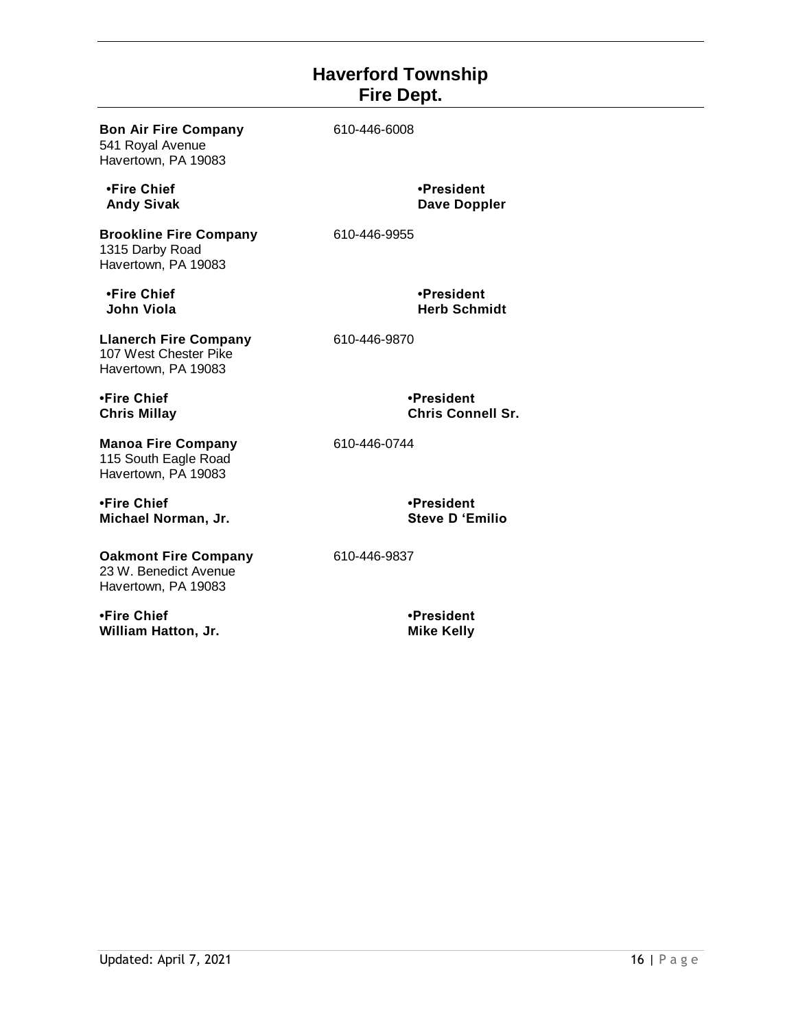# Haverford Township Fire Dept.

**Bon Air Fire Company** 610-446-6008
541 Royal Avenue
Havertown, PA 19083

**•Fire Chief**
**Andy Sivak**

**•President**
**Dave Doppler**

**Brookline Fire Company** 610-446-9955
1315 Darby Road
Havertown, PA 19083

**•Fire Chief**
**John Viola**

**•President**
**Herb Schmidt**

**Llanerch Fire Company** 610-446-9870
107 West Chester Pike
Havertown, PA 19083

**•Fire Chief**
**Chris Millay**

**•President**
**Chris Connell Sr.**

**Manoa Fire Company** 610-446-0744
115 South Eagle Road
Havertown, PA 19083

**•Fire Chief**
**Michael Norman, Jr.**

**•President**
**Steve D 'Emilio**

**Oakmont Fire Company** 610-446-9837
23 W. Benedict Avenue
Havertown, PA 19083

**•Fire Chief**
**William Hatton, Jr.**

**•President**
**Mike Kelly**

Updated: April 7, 2021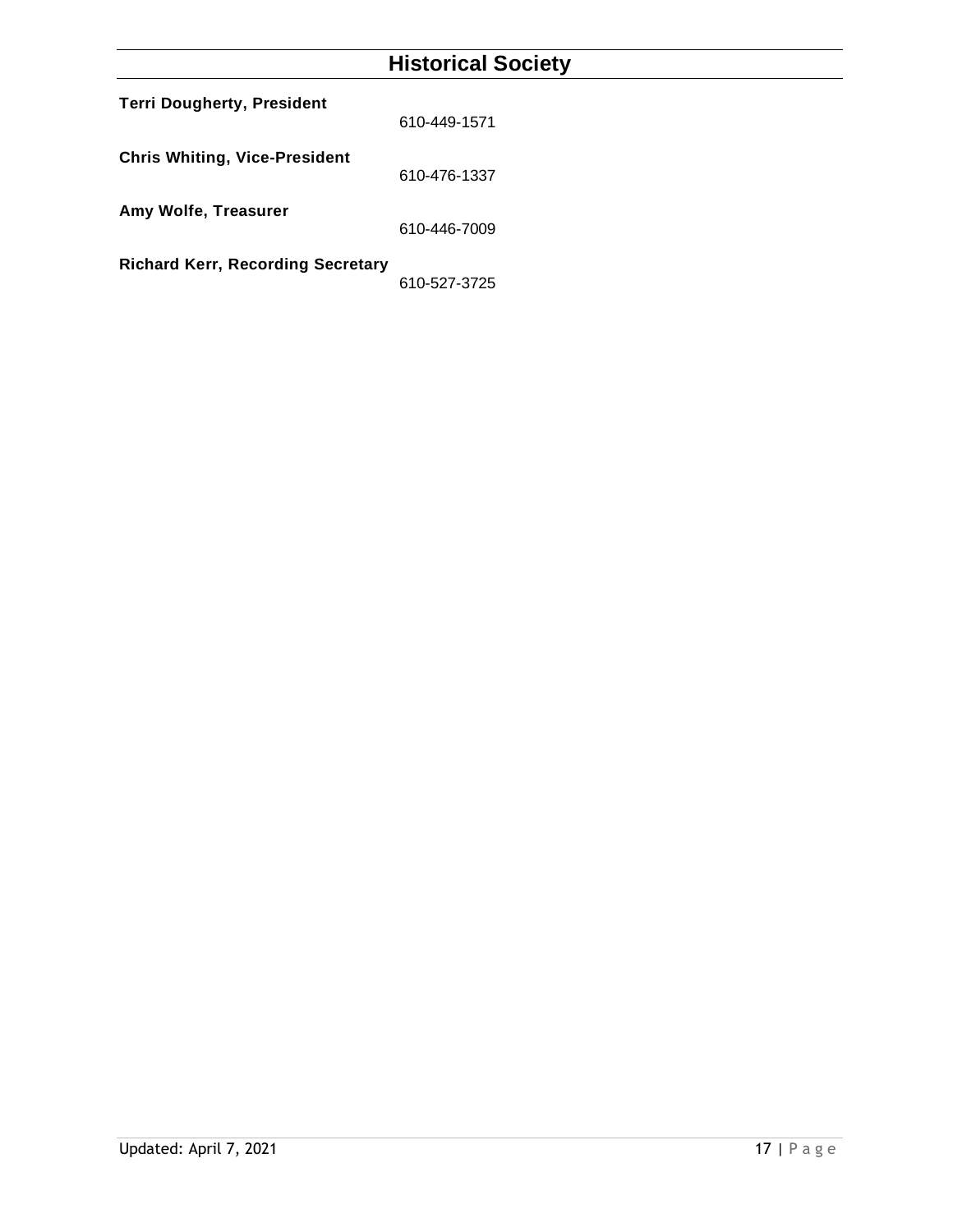# Historical Society

**Terri Dougherty, President**
610-449-1571

**Chris Whiting, Vice-President**
610-476-1337

**Amy Wolfe, Treasurer**
610-446-7009

**Richard Kerr, Recording Secretary**
610-527-3725

Updated: April 7, 2021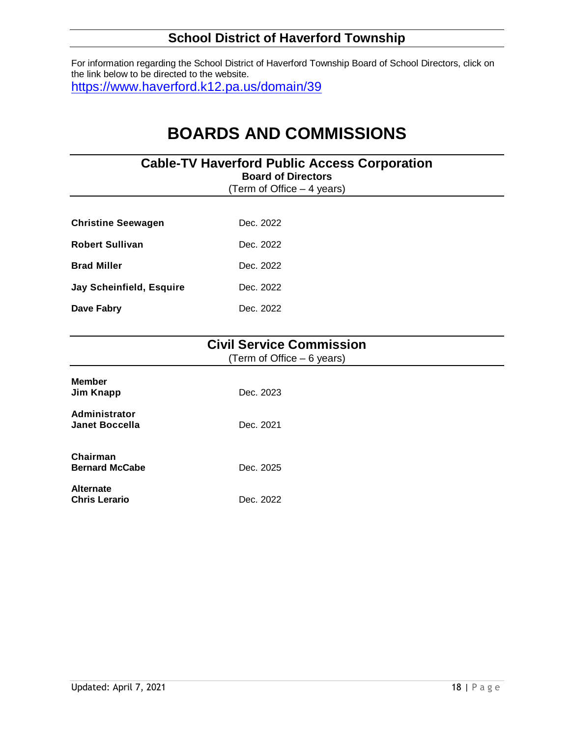## School District of Haverford Township

For information regarding the School District of Haverford Township Board of School Directors, click on the link below to be directed to the website.
https://www.haverford.k12.pa.us/domain/39

# BOARDS AND COMMISSIONS

## Cable-TV Haverford Public Access Corporation

**Board of Directors**

(Term of Office – 4 years)

| | |
|---|---|
| **Christine Seewagen** | Dec. 2022 |
| **Robert Sullivan** | Dec. 2022 |
| **Brad Miller** | Dec. 2022 |
| **Jay Scheinfield, Esquire** | Dec. 2022 |
| **Dave Fabry** | Dec. 2022 |

## Civil Service Commission

(Term of Office – 6 years)

| | |
|---|---|
| **Member**<br>**Jim Knapp** | Dec. 2023 |
| **Administrator**<br>**Janet Boccella** | Dec. 2021 |
| **Chairman**<br>**Bernard McCabe** | Dec. 2025 |
| **Alternate**<br>**Chris Lerario** | Dec. 2022 |

Updated: April 7, 2021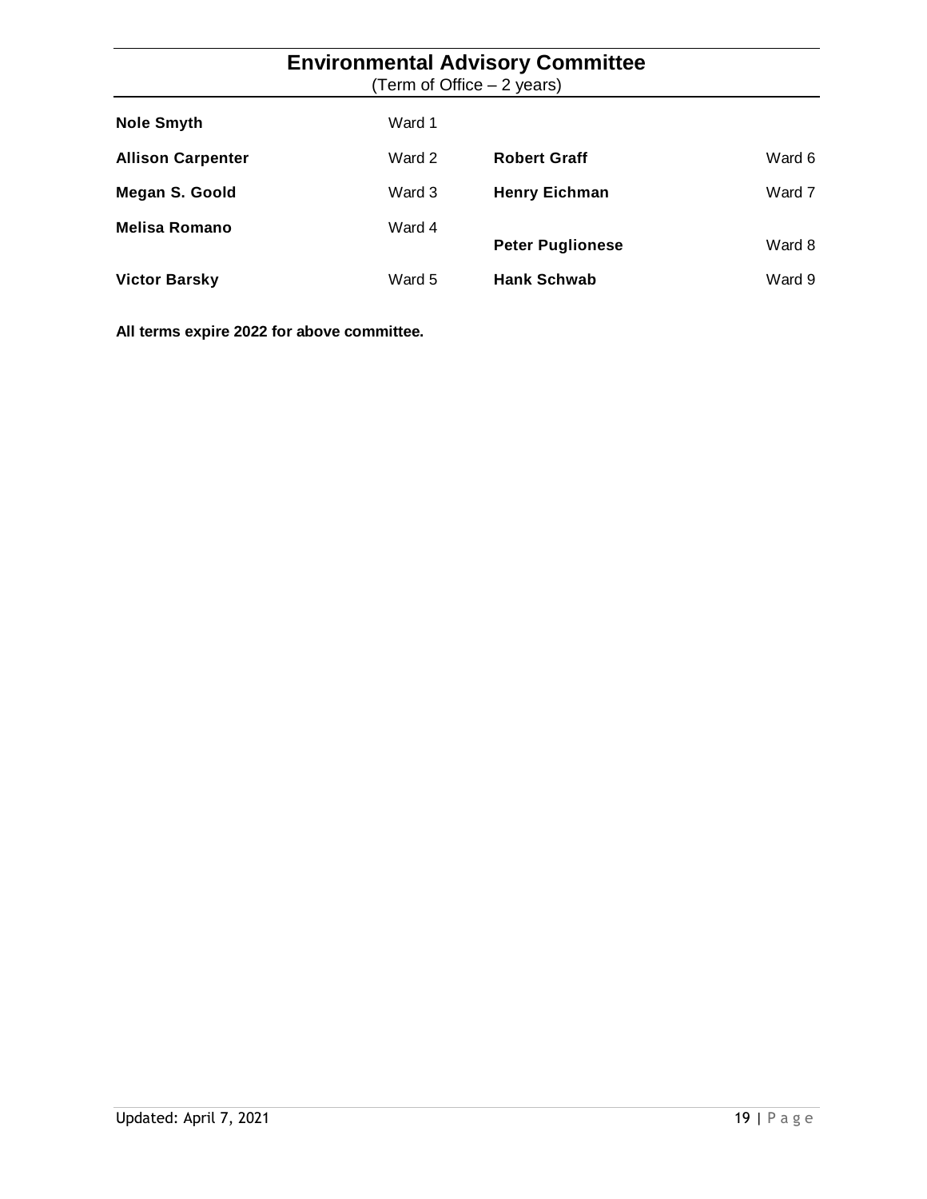## Environmental Advisory Committee

(Term of Office – 2 years)

| Name | Ward | Name | Ward |
|---|---|---|---|
| **Nole Smyth** | Ward 1 | | |
| **Allison Carpenter** | Ward 2 | **Robert Graff** | Ward 6 |
| **Megan S. Goold** | Ward 3 | **Henry Eichman** | Ward 7 |
| **Melisa Romano** | Ward 4 | **Peter Puglionese** | Ward 8 |
| **Victor Barsky** | Ward 5 | **Hank Schwab** | Ward 9 |

**All terms expire 2022 for above committee.**

Updated: April 7, 2021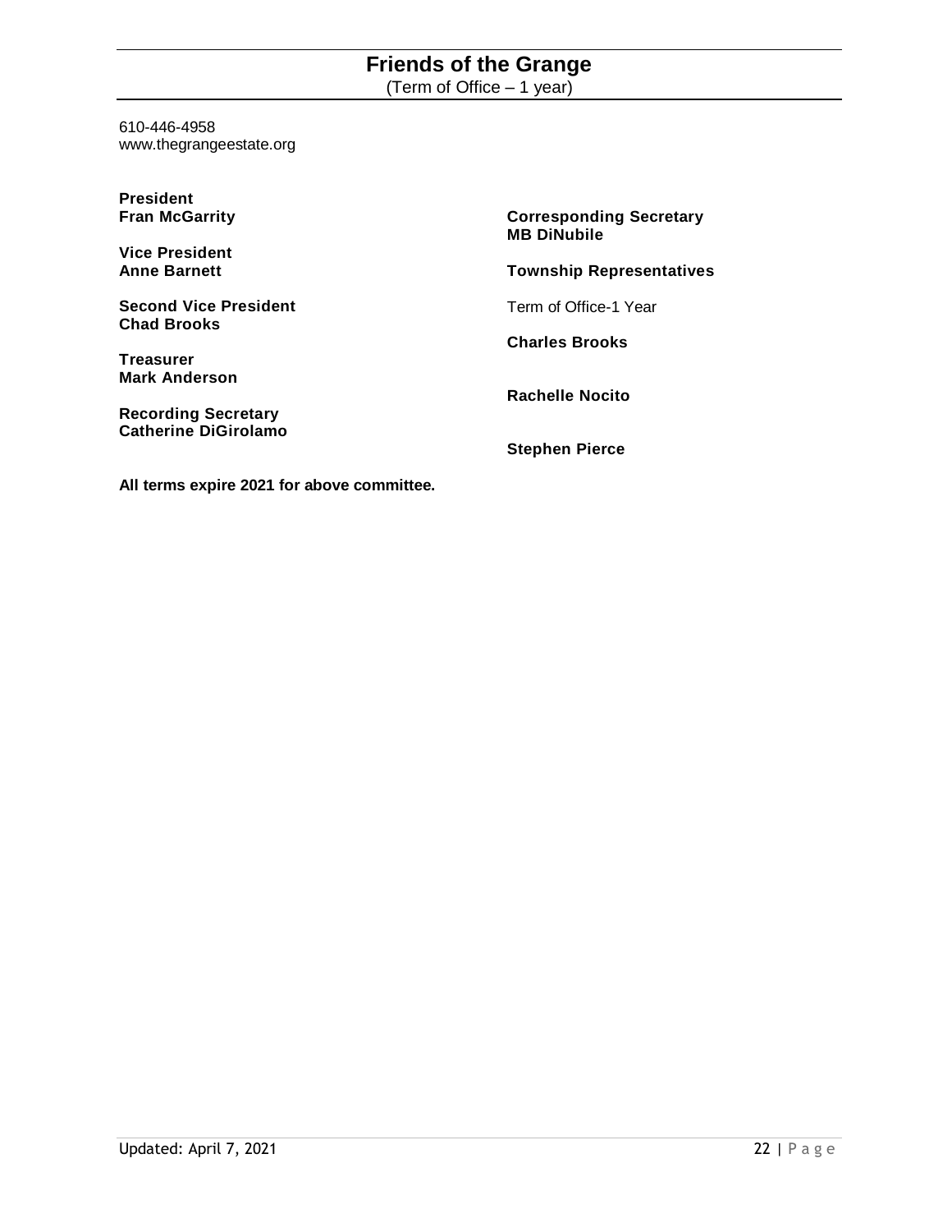## Friends of the Grange

(Term of Office – 1 year)

610-446-4958
www.thegrangeestate.org

**President**
**Fran McGarrity**

**Vice President**
**Anne Barnett**

**Second Vice President**
**Chad Brooks**

**Treasurer**
**Mark Anderson**

**Recording Secretary**
**Catherine DiGirolamo**

**Corresponding Secretary**
**MB DiNubile**

**Township Representatives**

Term of Office-1 Year

**Charles Brooks**

**Rachelle Nocito**

**Stephen Pierce**

**All terms expire 2021 for above committee.**

Updated: April 7, 2021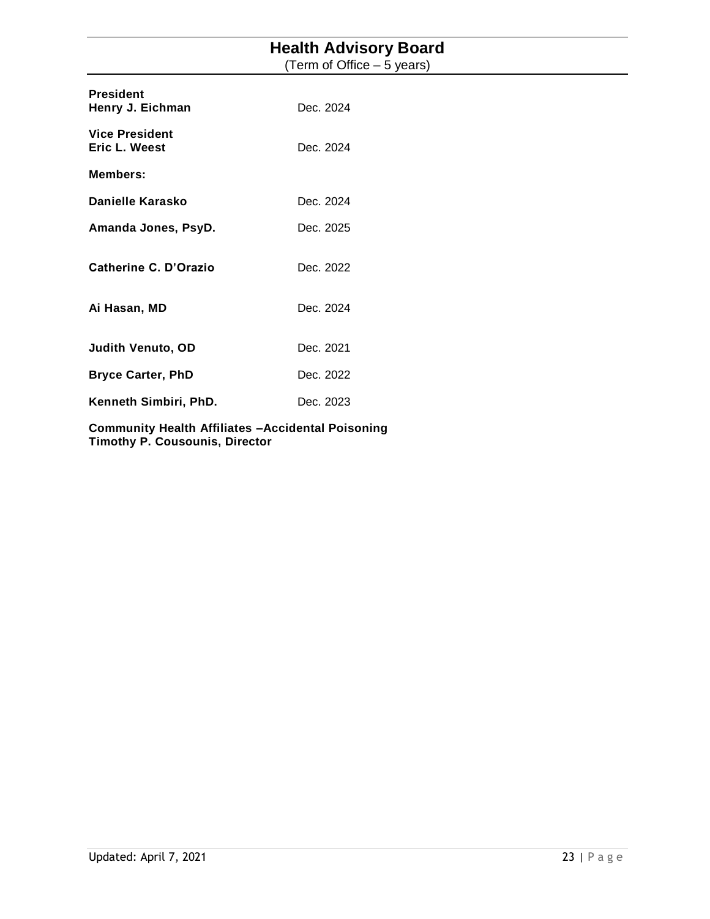# Health Advisory Board

(Term of Office – 5 years)

**President**
**Henry J. Eichman** Dec. 2024

**Vice President**
**Eric L. Weest** Dec. 2024

**Members:**

**Danielle Karasko** Dec. 2024

**Amanda Jones, PsyD.** Dec. 2025

**Catherine C. D'Orazio** Dec. 2022

**Ai Hasan, MD** Dec. 2024

**Judith Venuto, OD** Dec. 2021

**Bryce Carter, PhD** Dec. 2022

**Kenneth Simbiri, PhD.** Dec. 2023

**Community Health Affiliates –Accidental Poisoning**
**Timothy P. Cousounis, Director**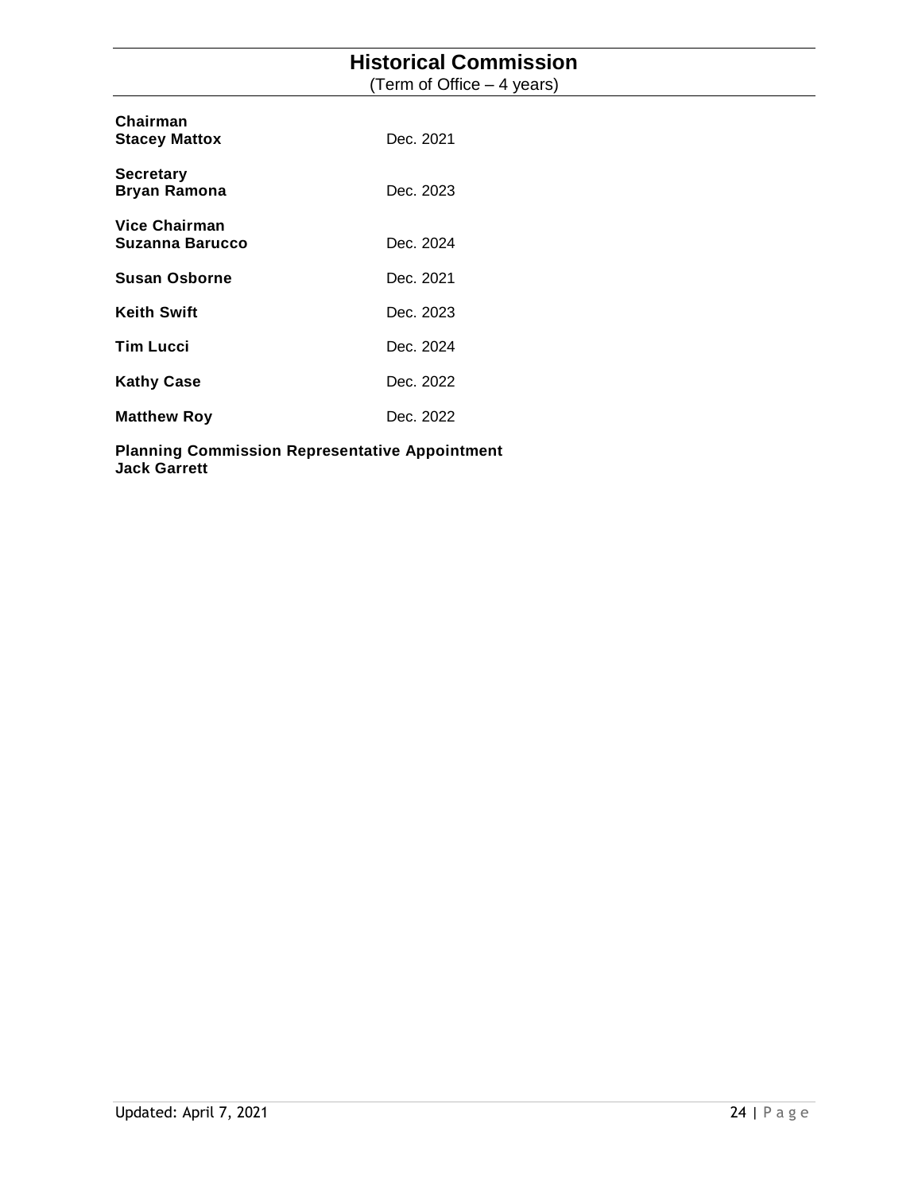# Historical Commission

(Term of Office – 4 years)

| | |
|---|---|
| **Chairman**<br>**Stacey Mattox** | Dec. 2021 |
| **Secretary**<br>**Bryan Ramona** | Dec. 2023 |
| **Vice Chairman**<br>**Suzanna Barucco** | Dec. 2024 |
| **Susan Osborne** | Dec. 2021 |
| **Keith Swift** | Dec. 2023 |
| **Tim Lucci** | Dec. 2024 |
| **Kathy Case** | Dec. 2022 |
| **Matthew Roy** | Dec. 2022 |

**Planning Commission Representative Appointment**
**Jack Garrett**

Updated: April 7, 2021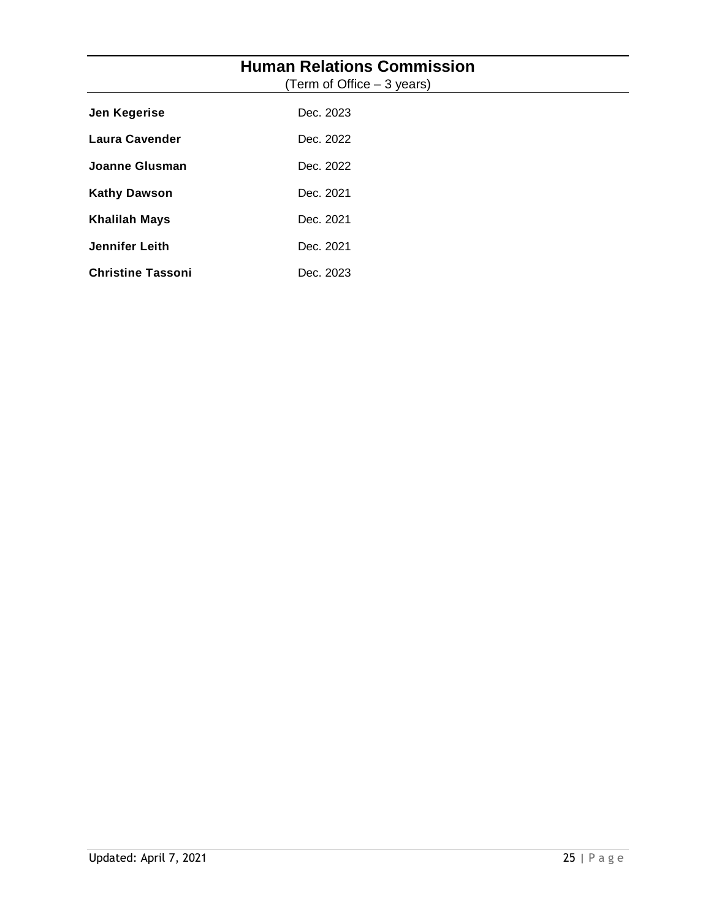# Human Relations Commission

(Term of Office – 3 years)

| | |
|---|---|
| **Jen Kegerise** | Dec. 2023 |
| **Laura Cavender** | Dec. 2022 |
| **Joanne Glusman** | Dec. 2022 |
| **Kathy Dawson** | Dec. 2021 |
| **Khalilah Mays** | Dec. 2021 |
| **Jennifer Leith** | Dec. 2021 |
| **Christine Tassoni** | Dec. 2023 |

Updated: April 7, 2021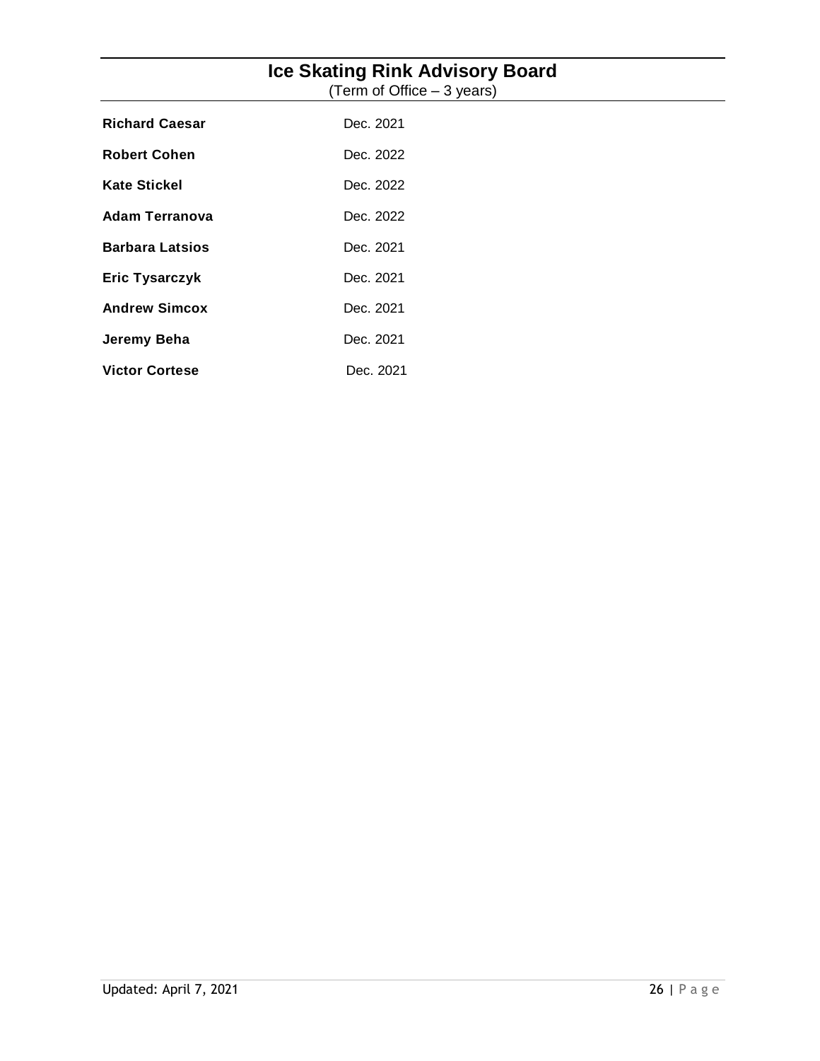## Ice Skating Rink Advisory Board

(Term of Office – 3 years)

| | |
|---|---|
| **Richard Caesar** | Dec. 2021 |
| **Robert Cohen** | Dec. 2022 |
| **Kate Stickel** | Dec. 2022 |
| **Adam Terranova** | Dec. 2022 |
| **Barbara Latsios** | Dec. 2021 |
| **Eric Tysarczyk** | Dec. 2021 |
| **Andrew Simcox** | Dec. 2021 |
| **Jeremy Beha** | Dec. 2021 |
| **Victor Cortese** | Dec. 2021 |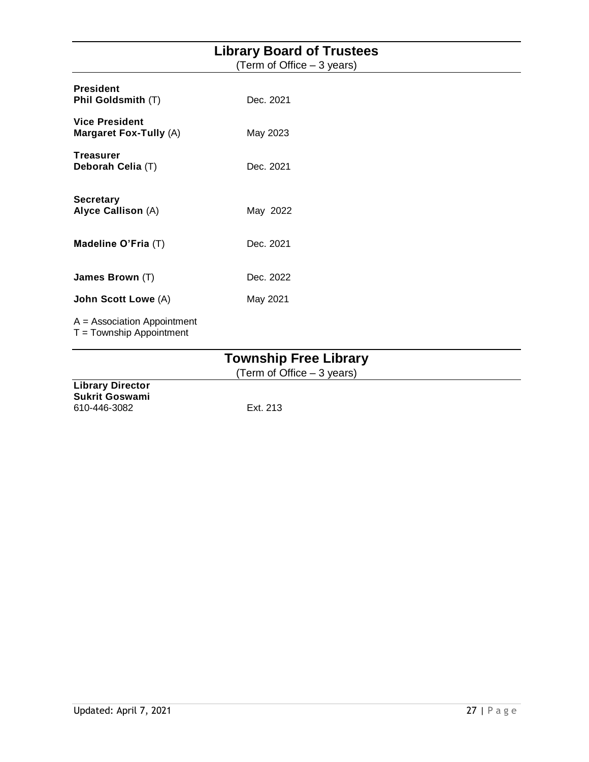## Library Board of Trustees

(Term of Office – 3 years)

**President**
**Phil Goldsmith** (T) Dec. 2021

**Vice President**
**Margaret Fox-Tully** (A) May 2023

**Treasurer**
**Deborah Celia** (T) Dec. 2021

**Secretary**
**Alyce Callison** (A) May 2022

**Madeline O'Fria** (T) Dec. 2021

**James Brown** (T) Dec. 2022

**John Scott Lowe** (A) May 2021

A = Association Appointment
T = Township Appointment

## Township Free Library

(Term of Office – 3 years)

**Library Director**
**Sukrit Goswami**
610-446-3082 Ext. 213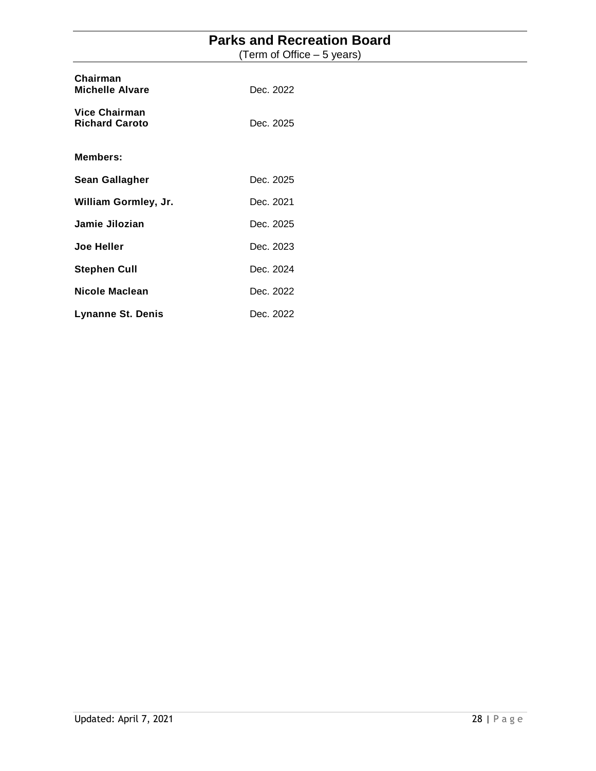## Parks and Recreation Board

(Term of Office – 5 years)

**Chairman**
**Michelle Alvare** Dec. 2022

**Vice Chairman**
**Richard Caroto** Dec. 2025

**Members:**

| | |
|---|---|
| **Sean Gallagher** | Dec. 2025 |
| **William Gormley, Jr.** | Dec. 2021 |
| **Jamie Jilozian** | Dec. 2025 |
| **Joe Heller** | Dec. 2023 |
| **Stephen Cull** | Dec. 2024 |
| **Nicole Maclean** | Dec. 2022 |
| **Lynanne St. Denis** | Dec. 2022 |

Updated: April 7, 2021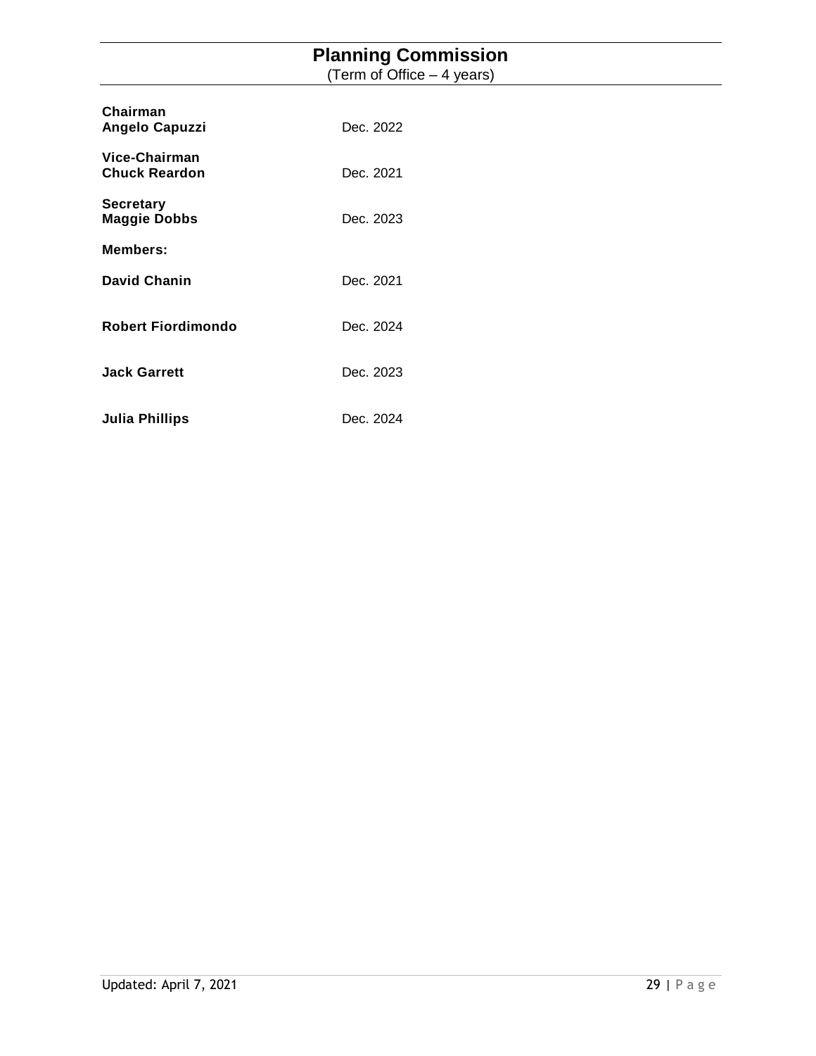## Planning Commission

(Term of Office – 4 years)

**Chairman**
**Angelo Capuzzi** Dec. 2022

**Vice-Chairman**
**Chuck Reardon** Dec. 2021

**Secretary**
**Maggie Dobbs** Dec. 2023

**Members:**

**David Chanin** Dec. 2021

**Robert Fiordimondo** Dec. 2024

**Jack Garrett** Dec. 2023

**Julia Phillips** Dec. 2024

Updated: April 7, 2021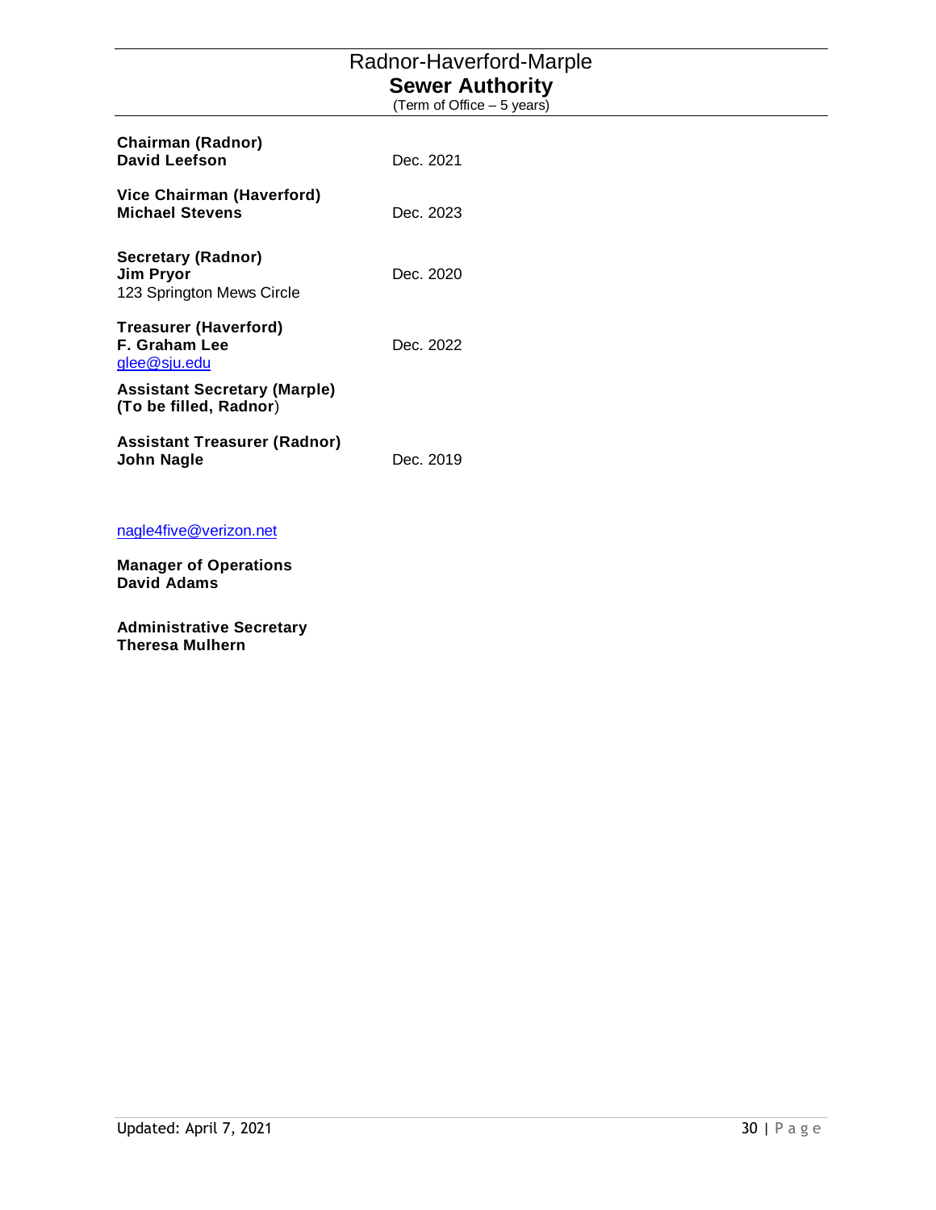# Radnor-Haverford-Marple
## Sewer Authority
(Term of Office – 5 years)

| | |
|---|---|
| **Chairman (Radnor)**<br>**David Leefson** | Dec. 2021 |
| **Vice Chairman (Haverford)**<br>**Michael Stevens** | Dec. 2023 |
| **Secretary (Radnor)**<br>**Jim Pryor**<br>123 Springton Mews Circle | Dec. 2020 |
| **Treasurer (Haverford)**<br>**F. Graham Lee**<br>glee@sju.edu | Dec. 2022 |
| **Assistant Secretary (Marple)**<br>**(To be filled, Radnor)** | |
| **Assistant Treasurer (Radnor)**<br>**John Nagle** | Dec. 2019 |

nagle4five@verizon.net

**Manager of Operations**
**David Adams**

**Administrative Secretary**
**Theresa Mulhern**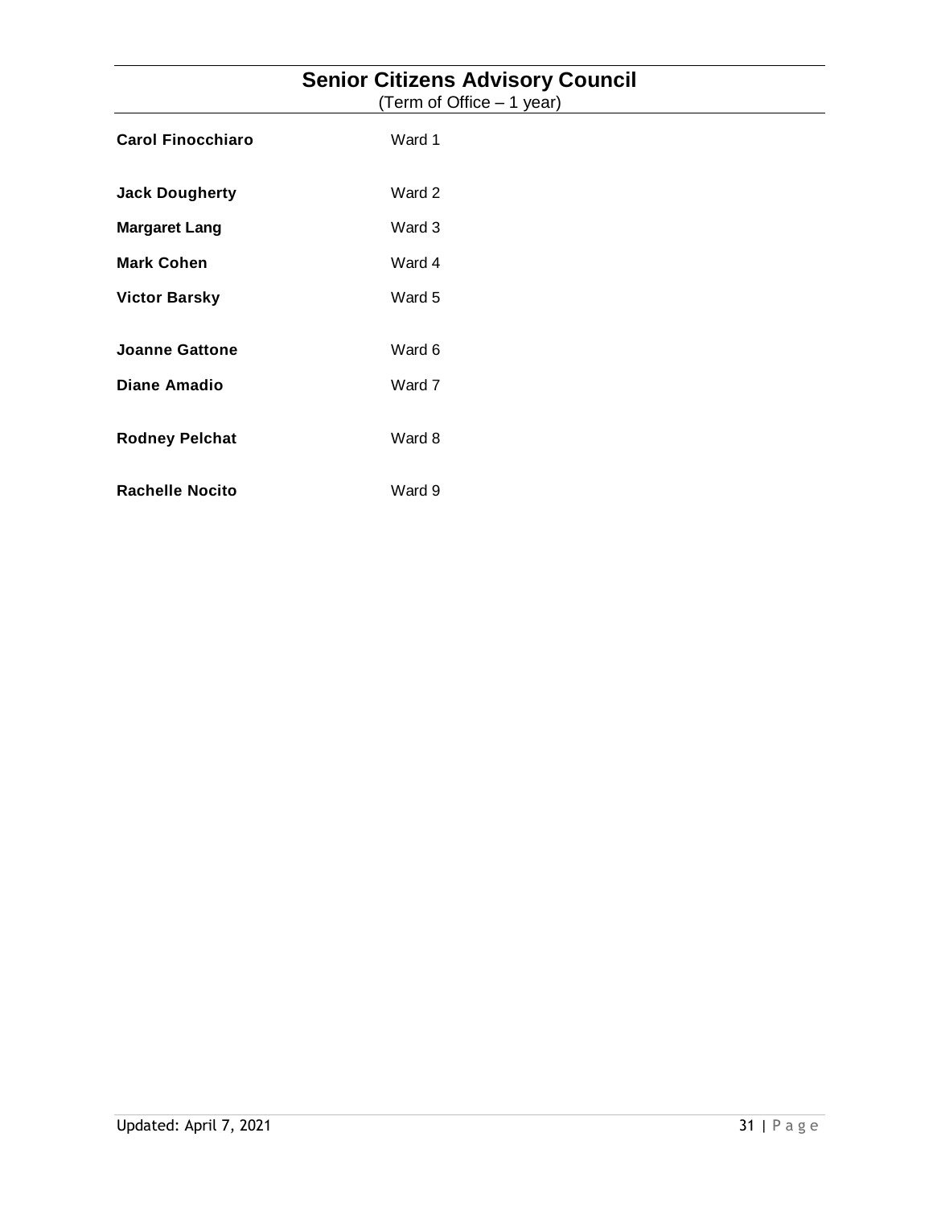## Senior Citizens Advisory Council

(Term of Office – 1 year)

| | |
|---|---|
| **Carol Finocchiaro** | Ward 1 |
| **Jack Dougherty** | Ward 2 |
| **Margaret Lang** | Ward 3 |
| **Mark Cohen** | Ward 4 |
| **Victor Barsky** | Ward 5 |
| **Joanne Gattone** | Ward 6 |
| **Diane Amadio** | Ward 7 |
| **Rodney Pelchat** | Ward 8 |
| **Rachelle Nocito** | Ward 9 |

Updated: April 7, 2021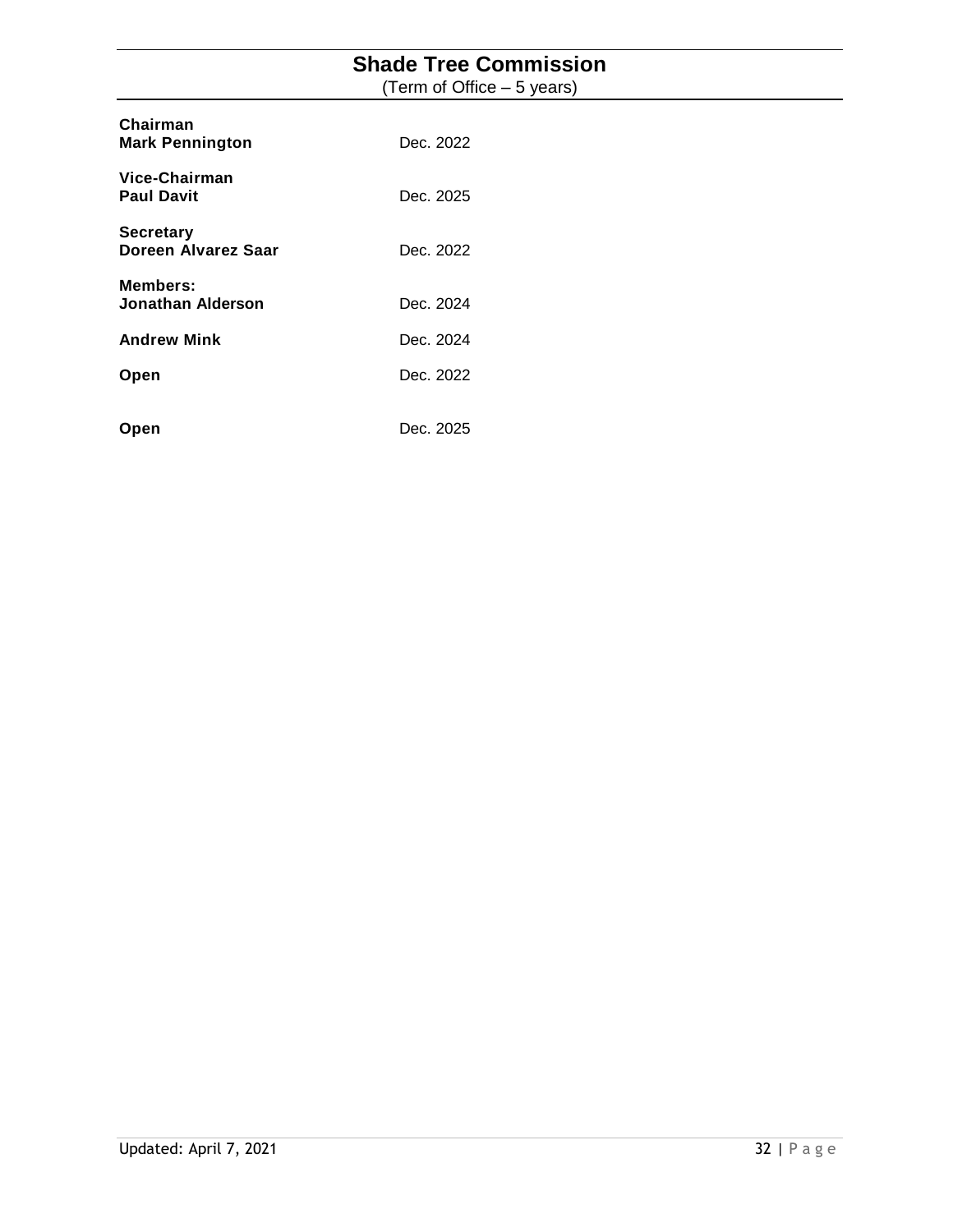# Shade Tree Commission

(Term of Office – 5 years)

**Chairman**
**Mark Pennington** Dec. 2022

**Vice-Chairman**
**Paul Davit** Dec. 2025

**Secretary**
**Doreen Alvarez Saar** Dec. 2022

**Members:**
**Jonathan Alderson** Dec. 2024

**Andrew Mink** Dec. 2024

**Open** Dec. 2022

**Open** Dec. 2025

Updated: April 7, 2021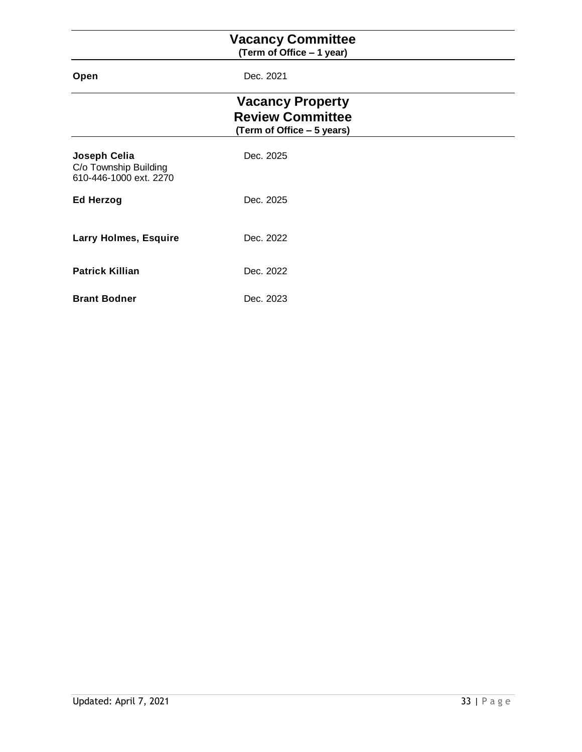## Vacancy Committee

**(Term of Office – 1 year)**

**Open** Dec. 2021

## Vacancy Property Review Committee

**(Term of Office – 5 years)**

**Joseph Celia** Dec. 2025
C/o Township Building
610-446-1000 ext. 2270

**Ed Herzog** Dec. 2025

**Larry Holmes, Esquire** Dec. 2022

**Patrick Killian** Dec. 2022

**Brant Bodner** Dec. 2023

Updated: April 7, 2021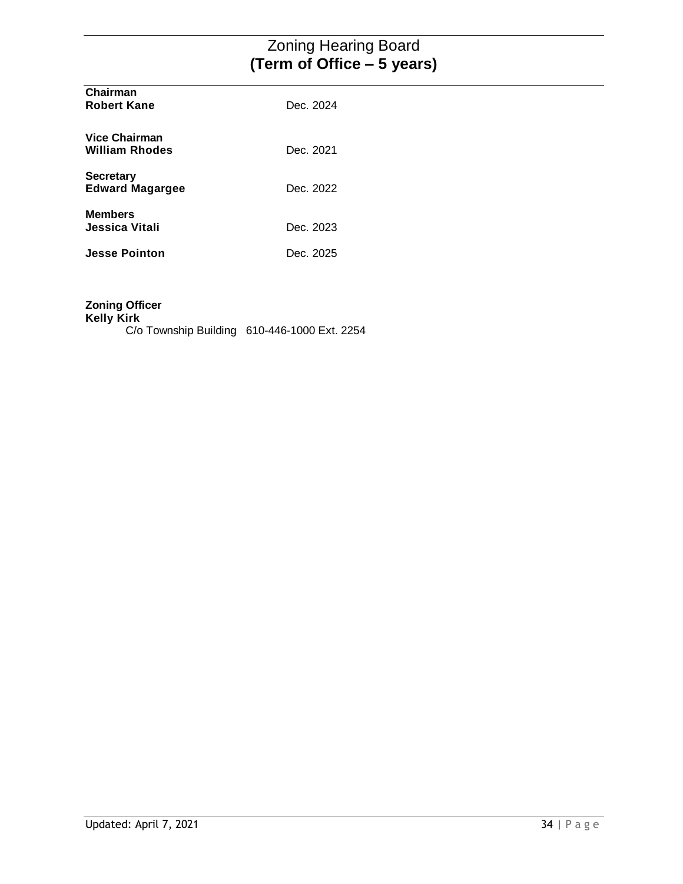# Zoning Hearing Board
## (Term of Office – 5 years)

**Chairman**
**Robert Kane** Dec. 2024

**Vice Chairman**
**William Rhodes** Dec. 2021

**Secretary**
**Edward Magargee** Dec. 2022

**Members**
**Jessica Vitali** Dec. 2023

**Jesse Pointon** Dec. 2025

**Zoning Officer**
**Kelly Kirk**
C/o Township Building 610-446-1000 Ext. 2254

Updated: April 7, 2021